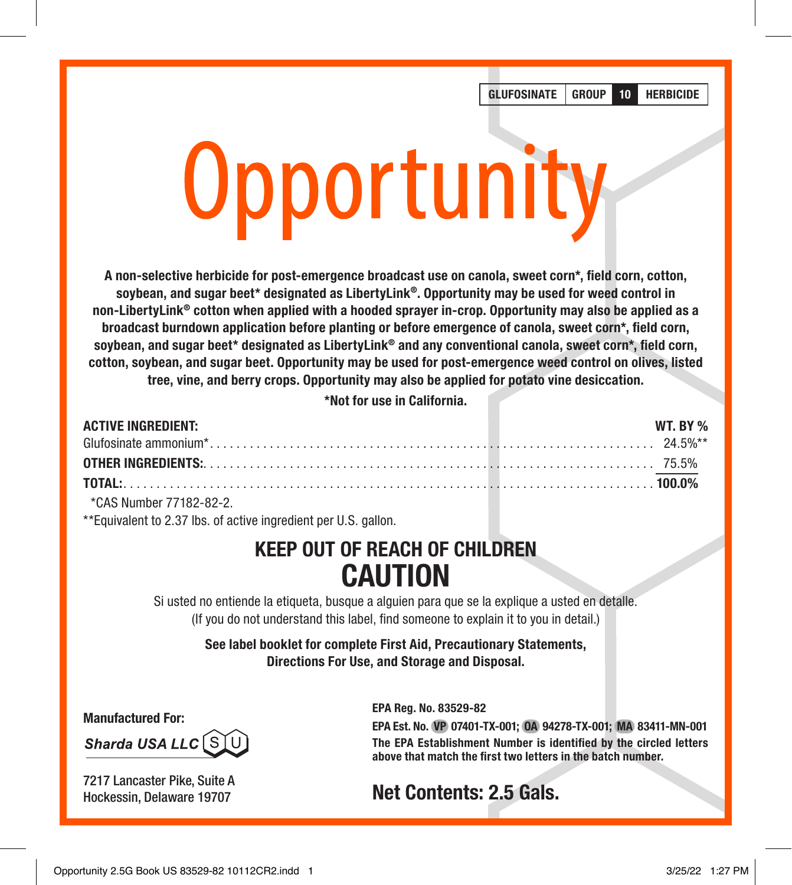GLUFOSINATE | GROUP **10** | HERBICIDE

# Opportunity

**A non-selective herbicide for post-emergence broadcast use on canola, sweet corn*, field corn, cotton, soybean, and sugar beet* designated as LibertyLink®. Opportunity may be used for weed control in non-LibertyLink® cotton when applied with a hooded sprayer in-crop. Opportunity may also be applied as a broadcast burndown application before planting or before emergence of canola, sweet corn*, field corn, soybean, and sugar beet* designated as LibertyLink® and any conventional canola, sweet corn*, field corn, cotton, soybean, and sugar beet. Opportunity may be used for post-emergence weed control on olives, listed tree, vine, and berry crops. Opportunity may also be applied for potato vine desiccation.**

**\*Not for use in California.**

| **ACTIVE INGREDIENT:** | **WT. BY %** |
|---|---|
| Glufosinate ammonium* | 24.5%** |
| **OTHER INGREDIENTS:** | 75.5% |
| **TOTAL:** | **100.0%** |

*CAS Number 77182-82-2.

**Equivalent to 2.37 lbs. of active ingredient per U.S. gallon.

## KEEP OUT OF REACH OF CHILDREN
## CAUTION

Si usted no entiende la etiqueta, busque a alguien para que se la explique a usted en detalle.
(If you do not understand this label, find someone to explain it to you in detail.)

**See label booklet for complete First Aid, Precautionary Statements, Directions For Use, and Storage and Disposal.**

**Manufactured For:**

*Sharda USA LLC*

7217 Lancaster Pike, Suite A
Hockessin, Delaware 19707

**EPA Reg. No. 83529-82**

**EPA Est. No. VP 07401-TX-001; OA 94278-TX-001; MA 83411-MN-001**

**The EPA Establishment Number is identified by the circled letters above that match the first two letters in the batch number.**

**Net Contents: 2.5 Gals.**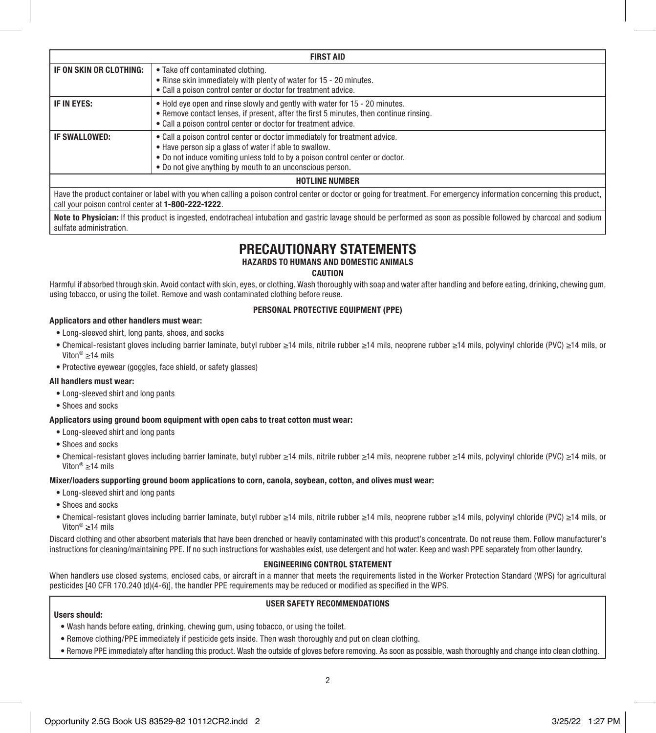| FIRST AID | |
|---|---|
| **IF ON SKIN OR CLOTHING:** | • Take off contaminated clothing.<br>• Rinse skin immediately with plenty of water for 15 - 20 minutes.<br>• Call a poison control center or doctor for treatment advice. |
| **IF IN EYES:** | • Hold eye open and rinse slowly and gently with water for 15 - 20 minutes.<br>• Remove contact lenses, if present, after the first 5 minutes, then continue rinsing.<br>• Call a poison control center or doctor for treatment advice. |
| **IF SWALLOWED:** | • Call a poison control center or doctor immediately for treatment advice.<br>• Have person sip a glass of water if able to swallow.<br>• Do not induce vomiting unless told to by a poison control center or doctor.<br>• Do not give anything by mouth to an unconscious person. |
| **HOTLINE NUMBER** | |
| Have the product container or label with you when calling a poison control center or doctor or going for treatment. For emergency information concerning this product, call your poison control center at **1-800-222-1222**. | |
| **Note to Physician:** If this product is ingested, endotracheal intubation and gastric lavage should be performed as soon as possible followed by charcoal and sodium sulfate administration. | |

# PRECAUTIONARY STATEMENTS

## HAZARDS TO HUMANS AND DOMESTIC ANIMALS

**CAUTION**

Harmful if absorbed through skin. Avoid contact with skin, eyes, or clothing. Wash thoroughly with soap and water after handling and before eating, drinking, chewing gum, using tobacco, or using the toilet. Remove and wash contaminated clothing before reuse.

### PERSONAL PROTECTIVE EQUIPMENT (PPE)

**Applicators and other handlers must wear:**

- Long-sleeved shirt, long pants, shoes, and socks
- Chemical-resistant gloves including barrier laminate, butyl rubber ≥14 mils, nitrile rubber ≥14 mils, neoprene rubber ≥14 mils, polyvinyl chloride (PVC) ≥14 mils, or Viton® ≥14 mils
- Protective eyewear (goggles, face shield, or safety glasses)

**All handlers must wear:**

- Long-sleeved shirt and long pants
- Shoes and socks

**Applicators using ground boom equipment with open cabs to treat cotton must wear:**

- Long-sleeved shirt and long pants
- Shoes and socks
- Chemical-resistant gloves including barrier laminate, butyl rubber ≥14 mils, nitrile rubber ≥14 mils, neoprene rubber ≥14 mils, polyvinyl chloride (PVC) ≥14 mils, or Viton® ≥14 mils

**Mixer/loaders supporting ground boom applications to corn, canola, soybean, cotton, and olives must wear:**

- Long-sleeved shirt and long pants
- Shoes and socks
- Chemical-resistant gloves including barrier laminate, butyl rubber ≥14 mils, nitrile rubber ≥14 mils, neoprene rubber ≥14 mils, polyvinyl chloride (PVC) ≥14 mils, or Viton® ≥14 mils

Discard clothing and other absorbent materials that have been drenched or heavily contaminated with this product's concentrate. Do not reuse them. Follow manufacturer's instructions for cleaning/maintaining PPE. If no such instructions for washables exist, use detergent and hot water. Keep and wash PPE separately from other laundry.

### ENGINEERING CONTROL STATEMENT

When handlers use closed systems, enclosed cabs, or aircraft in a manner that meets the requirements listed in the Worker Protection Standard (WPS) for agricultural pesticides [40 CFR 170.240 (d)(4-6)], the handler PPE requirements may be reduced or modified as specified in the WPS.

### USER SAFETY RECOMMENDATIONS

**Users should:**

- Wash hands before eating, drinking, chewing gum, using tobacco, or using the toilet.
- Remove clothing/PPE immediately if pesticide gets inside. Then wash thoroughly and put on clean clothing.
- Remove PPE immediately after handling this product. Wash the outside of gloves before removing. As soon as possible, wash thoroughly and change into clean clothing.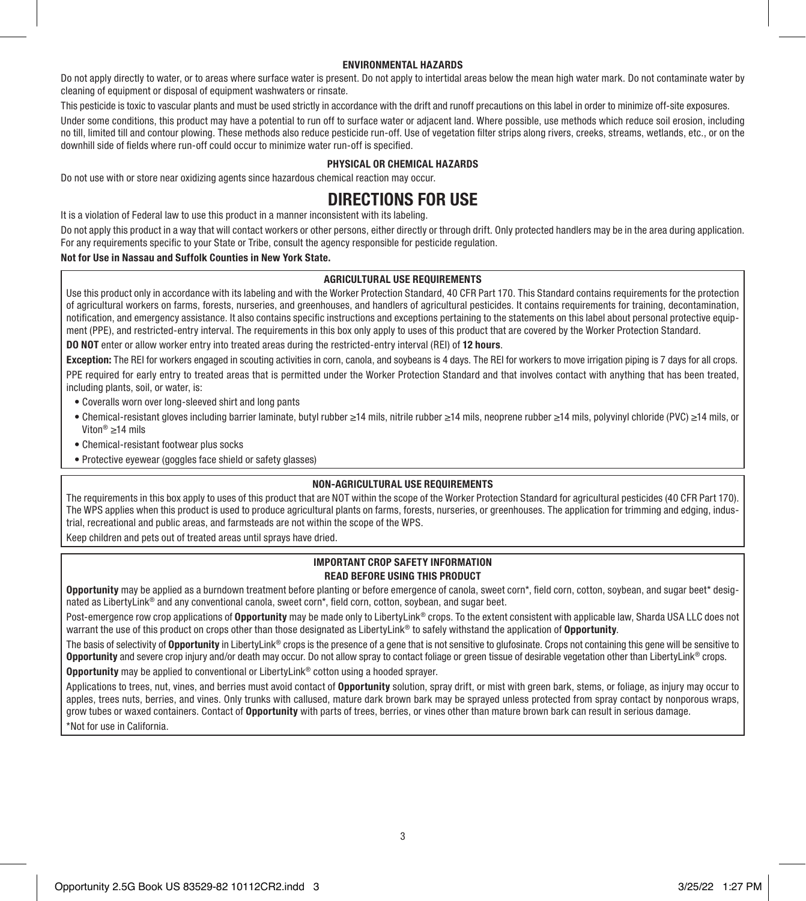### ENVIRONMENTAL HAZARDS

Do not apply directly to water, or to areas where surface water is present. Do not apply to intertidal areas below the mean high water mark. Do not contaminate water by cleaning of equipment or disposal of equipment washwaters or rinsate.

This pesticide is toxic to vascular plants and must be used strictly in accordance with the drift and runoff precautions on this label in order to minimize off-site exposures.

Under some conditions, this product may have a potential to run off to surface water or adjacent land. Where possible, use methods which reduce soil erosion, including no till, limited till and contour plowing. These methods also reduce pesticide run-off. Use of vegetation filter strips along rivers, creeks, streams, wetlands, etc., or on the downhill side of fields where run-off could occur to minimize water run-off is specified.

### PHYSICAL OR CHEMICAL HAZARDS

Do not use with or store near oxidizing agents since hazardous chemical reaction may occur.

# DIRECTIONS FOR USE

It is a violation of Federal law to use this product in a manner inconsistent with its labeling.

Do not apply this product in a way that will contact workers or other persons, either directly or through drift. Only protected handlers may be in the area during application. For any requirements specific to your State or Tribe, consult the agency responsible for pesticide regulation.

**Not for Use in Nassau and Suffolk Counties in New York State.**

### AGRICULTURAL USE REQUIREMENTS

Use this product only in accordance with its labeling and with the Worker Protection Standard, 40 CFR Part 170. This Standard contains requirements for the protection of agricultural workers on farms, forests, nurseries, and greenhouses, and handlers of agricultural pesticides. It contains requirements for training, decontamination, notification, and emergency assistance. It also contains specific instructions and exceptions pertaining to the statements on this label about personal protective equipment (PPE), and restricted-entry interval. The requirements in this box only apply to uses of this product that are covered by the Worker Protection Standard.

**DO NOT** enter or allow worker entry into treated areas during the restricted-entry interval (REI) of **12 hours**.

**Exception:** The REI for workers engaged in scouting activities in corn, canola, and soybeans is 4 days. The REI for workers to move irrigation piping is 7 days for all crops.

PPE required for early entry to treated areas that is permitted under the Worker Protection Standard and that involves contact with anything that has been treated, including plants, soil, or water, is:

- Coveralls worn over long-sleeved shirt and long pants
- Chemical-resistant gloves including barrier laminate, butyl rubber ≥14 mils, nitrile rubber ≥14 mils, neoprene rubber ≥14 mils, polyvinyl chloride (PVC) ≥14 mils, or Viton® ≥14 mils
- Chemical-resistant footwear plus socks
- Protective eyewear (goggles face shield or safety glasses)

### NON-AGRICULTURAL USE REQUIREMENTS

The requirements in this box apply to uses of this product that are NOT within the scope of the Worker Protection Standard for agricultural pesticides (40 CFR Part 170). The WPS applies when this product is used to produce agricultural plants on farms, forests, nurseries, or greenhouses. The application for trimming and edging, industrial, recreational and public areas, and farmsteads are not within the scope of the WPS.

Keep children and pets out of treated areas until sprays have dried.

### IMPORTANT CROP SAFETY INFORMATION
### READ BEFORE USING THIS PRODUCT

**Opportunity** may be applied as a burndown treatment before planting or before emergence of canola, sweet corn*, field corn, cotton, soybean, and sugar beet* designated as LibertyLink® and any conventional canola, sweet corn*, field corn, cotton, soybean, and sugar beet.

Post-emergence row crop applications of **Opportunity** may be made only to LibertyLink® crops. To the extent consistent with applicable law, Sharda USA LLC does not warrant the use of this product on crops other than those designated as LibertyLink® to safely withstand the application of **Opportunity**.

The basis of selectivity of **Opportunity** in LibertyLink® crops is the presence of a gene that is not sensitive to glufosinate. Crops not containing this gene will be sensitive to **Opportunity** and severe crop injury and/or death may occur. Do not allow spray to contact foliage or green tissue of desirable vegetation other than LibertyLink® crops.

**Opportunity** may be applied to conventional or LibertyLink® cotton using a hooded sprayer.

Applications to trees, nut, vines, and berries must avoid contact of **Opportunity** solution, spray drift, or mist with green bark, stems, or foliage, as injury may occur to apples, trees nuts, berries, and vines. Only trunks with callused, mature dark brown bark may be sprayed unless protected from spray contact by nonporous wraps, grow tubes or waxed containers. Contact of **Opportunity** with parts of trees, berries, or vines other than mature brown bark can result in serious damage.

*Not for use in California.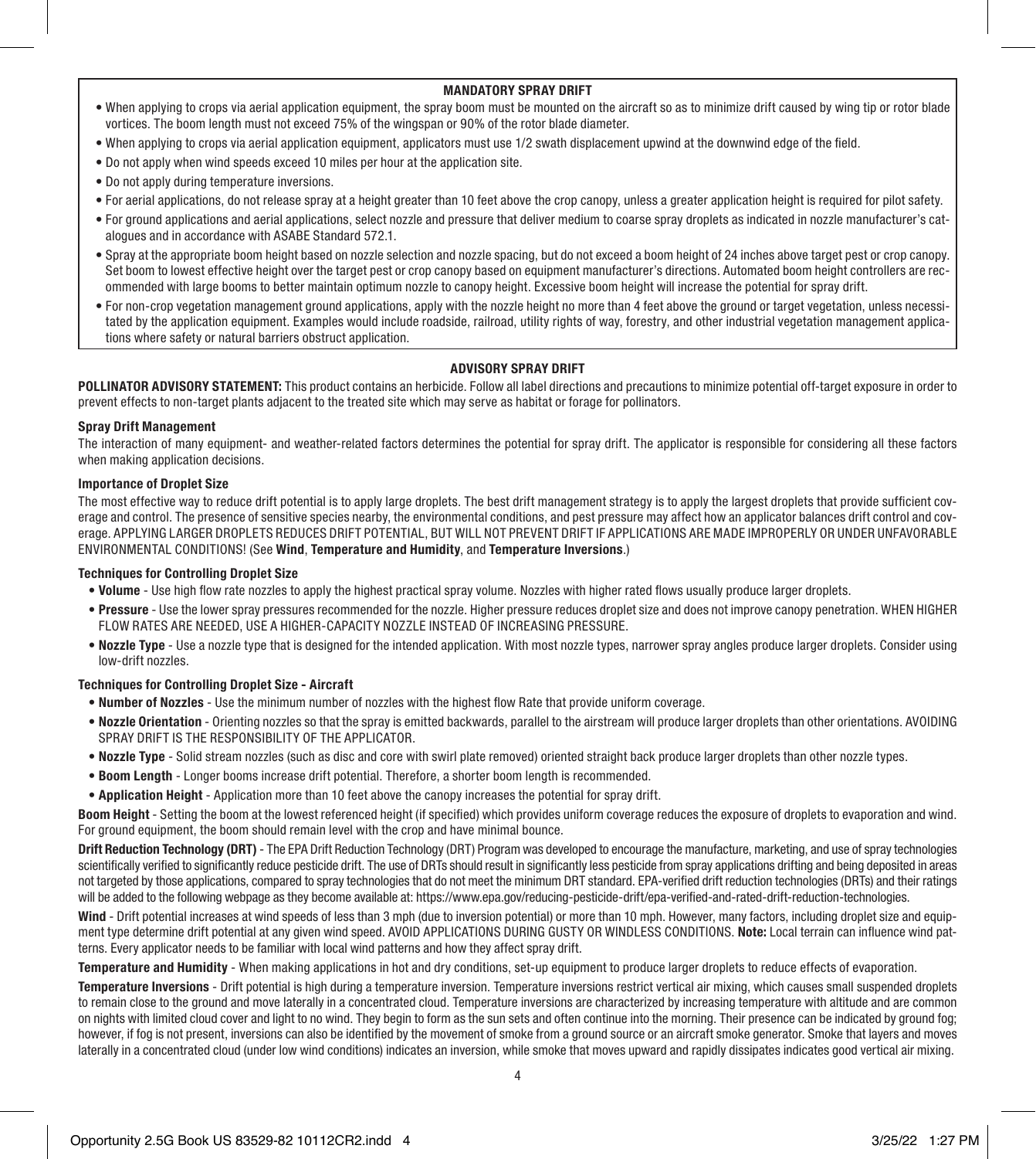## MANDATORY SPRAY DRIFT

- When applying to crops via aerial application equipment, the spray boom must be mounted on the aircraft so as to minimize drift caused by wing tip or rotor blade vortices. The boom length must not exceed 75% of the wingspan or 90% of the rotor blade diameter.
- When applying to crops via aerial application equipment, applicators must use 1/2 swath displacement upwind at the downwind edge of the field.
- Do not apply when wind speeds exceed 10 miles per hour at the application site.
- Do not apply during temperature inversions.
- For aerial applications, do not release spray at a height greater than 10 feet above the crop canopy, unless a greater application height is required for pilot safety.
- For ground applications and aerial applications, select nozzle and pressure that deliver medium to coarse spray droplets as indicated in nozzle manufacturer's catalogues and in accordance with ASABE Standard 572.1.
- Spray at the appropriate boom height based on nozzle selection and nozzle spacing, but do not exceed a boom height of 24 inches above target pest or crop canopy. Set boom to lowest effective height over the target pest or crop canopy based on equipment manufacturer's directions. Automated boom height controllers are recommended with large booms to better maintain optimum nozzle to canopy height. Excessive boom height will increase the potential for spray drift.
- For non-crop vegetation management ground applications, apply with the nozzle height no more than 4 feet above the ground or target vegetation, unless necessitated by the application equipment. Examples would include roadside, railroad, utility rights of way, forestry, and other industrial vegetation management applications where safety or natural barriers obstruct application.

## ADVISORY SPRAY DRIFT

**POLLINATOR ADVISORY STATEMENT:** This product contains an herbicide. Follow all label directions and precautions to minimize potential off-target exposure in order to prevent effects to non-target plants adjacent to the treated site which may serve as habitat or forage for pollinators.

### Spray Drift Management

The interaction of many equipment- and weather-related factors determines the potential for spray drift. The applicator is responsible for considering all these factors when making application decisions.

### Importance of Droplet Size

The most effective way to reduce drift potential is to apply large droplets. The best drift management strategy is to apply the largest droplets that provide sufficient coverage and control. The presence of sensitive species nearby, the environmental conditions, and pest pressure may affect how an applicator balances drift control and coverage. APPLYING LARGER DROPLETS REDUCES DRIFT POTENTIAL, BUT WILL NOT PREVENT DRIFT IF APPLICATIONS ARE MADE IMPROPERLY OR UNDER UNFAVORABLE ENVIRONMENTAL CONDITIONS! (See **Wind**, **Temperature and Humidity**, and **Temperature Inversions**.)

### Techniques for Controlling Droplet Size

- **Volume** - Use high flow rate nozzles to apply the highest practical spray volume. Nozzles with higher rated flows usually produce larger droplets.
- **Pressure** - Use the lower spray pressures recommended for the nozzle. Higher pressure reduces droplet size and does not improve canopy penetration. WHEN HIGHER FLOW RATES ARE NEEDED, USE A HIGHER-CAPACITY NOZZLE INSTEAD OF INCREASING PRESSURE.
- **Nozzle Type** - Use a nozzle type that is designed for the intended application. With most nozzle types, narrower spray angles produce larger droplets. Consider using low-drift nozzles.

### Techniques for Controlling Droplet Size - Aircraft

- **Number of Nozzles** - Use the minimum number of nozzles with the highest flow Rate that provide uniform coverage.
- **Nozzle Orientation** - Orienting nozzles so that the spray is emitted backwards, parallel to the airstream will produce larger droplets than other orientations. AVOIDING SPRAY DRIFT IS THE RESPONSIBILITY OF THE APPLICATOR.
- **Nozzle Type** - Solid stream nozzles (such as disc and core with swirl plate removed) oriented straight back produce larger droplets than other nozzle types.
- **Boom Length** - Longer booms increase drift potential. Therefore, a shorter boom length is recommended.
- **Application Height** - Application more than 10 feet above the canopy increases the potential for spray drift.

**Boom Height** - Setting the boom at the lowest referenced height (if specified) which provides uniform coverage reduces the exposure of droplets to evaporation and wind. For ground equipment, the boom should remain level with the crop and have minimal bounce.

**Drift Reduction Technology (DRT)** - The EPA Drift Reduction Technology (DRT) Program was developed to encourage the manufacture, marketing, and use of spray technologies scientifically verified to significantly reduce pesticide drift. The use of DRTs should result in significantly less pesticide from spray applications drifting and being deposited in areas not targeted by those applications, compared to spray technologies that do not meet the minimum DRT standard. EPA-verified drift reduction technologies (DRTs) and their ratings will be added to the following webpage as they become available at: https://www.epa.gov/reducing-pesticide-drift/epa-verified-and-rated-drift-reduction-technologies.

**Wind** - Drift potential increases at wind speeds of less than 3 mph (due to inversion potential) or more than 10 mph. However, many factors, including droplet size and equipment type determine drift potential at any given wind speed. AVOID APPLICATIONS DURING GUSTY OR WINDLESS CONDITIONS. **Note:** Local terrain can influence wind patterns. Every applicator needs to be familiar with local wind patterns and how they affect spray drift.

**Temperature and Humidity** - When making applications in hot and dry conditions, set-up equipment to produce larger droplets to reduce effects of evaporation.

**Temperature Inversions** - Drift potential is high during a temperature inversion. Temperature inversions restrict vertical air mixing, which causes small suspended droplets to remain close to the ground and move laterally in a concentrated cloud. Temperature inversions are characterized by increasing temperature with altitude and are common on nights with limited cloud cover and light to no wind. They begin to form as the sun sets and often continue into the morning. Their presence can be indicated by ground fog; however, if fog is not present, inversions can also be identified by the movement of smoke from a ground source or an aircraft smoke generator. Smoke that layers and moves laterally in a concentrated cloud (under low wind conditions) indicates an inversion, while smoke that moves upward and rapidly dissipates indicates good vertical air mixing.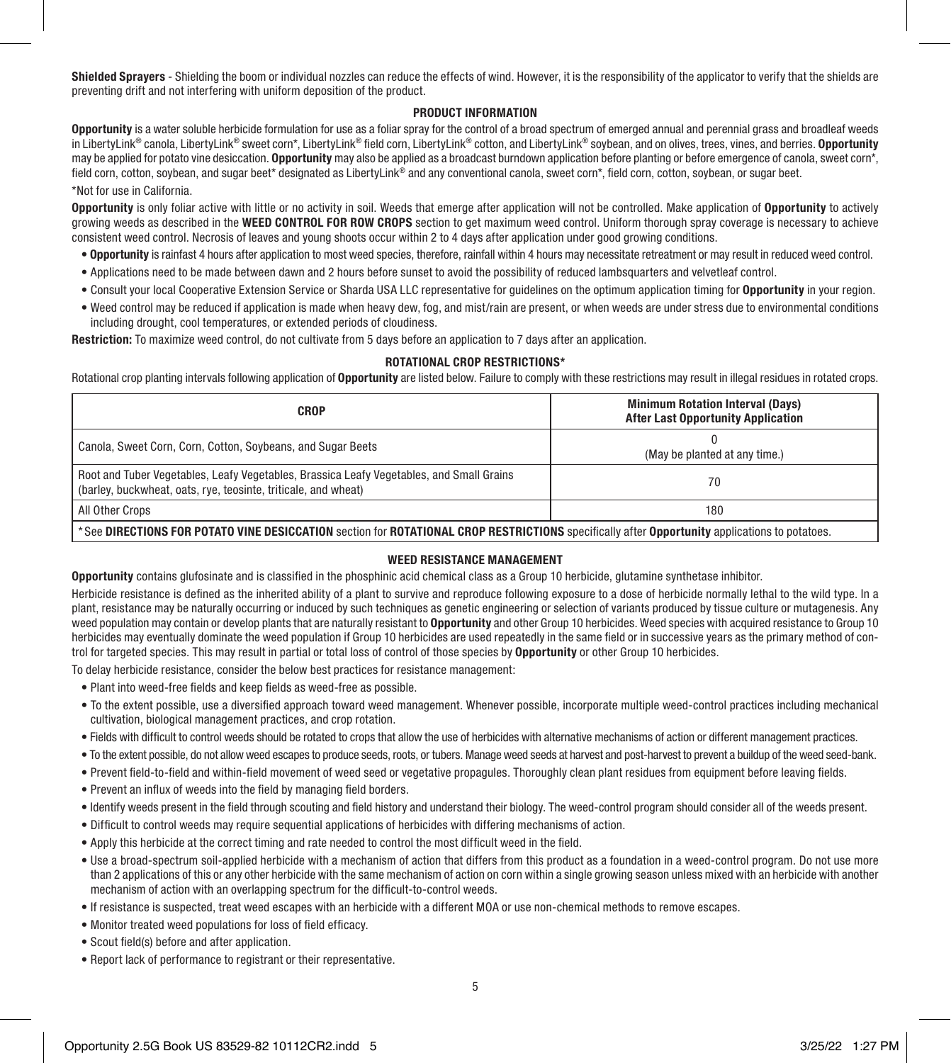**Shielded Sprayers** - Shielding the boom or individual nozzles can reduce the effects of wind. However, it is the responsibility of the applicator to verify that the shields are preventing drift and not interfering with uniform deposition of the product.

## PRODUCT INFORMATION

**Opportunity** is a water soluble herbicide formulation for use as a foliar spray for the control of a broad spectrum of emerged annual and perennial grass and broadleaf weeds in LibertyLink® canola, LibertyLink® sweet corn*, LibertyLink® field corn, LibertyLink® cotton, and LibertyLink® soybean, and on olives, trees, vines, and berries. **Opportunity** may be applied for potato vine desiccation. **Opportunity** may also be applied as a broadcast burndown application before planting or before emergence of canola, sweet corn*, field corn, cotton, soybean, and sugar beet* designated as LibertyLink® and any conventional canola, sweet corn*, field corn, cotton, soybean, or sugar beet.

*Not for use in California.

**Opportunity** is only foliar active with little or no activity in soil. Weeds that emerge after application will not be controlled. Make application of **Opportunity** to actively growing weeds as described in the **WEED CONTROL FOR ROW CROPS** section to get maximum weed control. Uniform thorough spray coverage is necessary to achieve consistent weed control. Necrosis of leaves and young shoots occur within 2 to 4 days after application under good growing conditions.

- **Opportunity** is rainfast 4 hours after application to most weed species, therefore, rainfall within 4 hours may necessitate retreatment or may result in reduced weed control.
- Applications need to be made between dawn and 2 hours before sunset to avoid the possibility of reduced lambsquarters and velvetleaf control.
- Consult your local Cooperative Extension Service or Sharda USA LLC representative for guidelines on the optimum application timing for **Opportunity** in your region.
- Weed control may be reduced if application is made when heavy dew, fog, and mist/rain are present, or when weeds are under stress due to environmental conditions including drought, cool temperatures, or extended periods of cloudiness.

**Restriction:** To maximize weed control, do not cultivate from 5 days before an application to 7 days after an application.

## ROTATIONAL CROP RESTRICTIONS*

Rotational crop planting intervals following application of **Opportunity** are listed below. Failure to comply with these restrictions may result in illegal residues in rotated crops.

| CROP | Minimum Rotation Interval (Days) After Last Opportunity Application |
|---|---|
| Canola, Sweet Corn, Corn, Cotton, Soybeans, and Sugar Beets | 0 (May be planted at any time.) |
| Root and Tuber Vegetables, Leafy Vegetables, Brassica Leafy Vegetables, and Small Grains (barley, buckwheat, oats, rye, teosinte, triticale, and wheat) | 70 |
| All Other Crops | 180 |

*See **DIRECTIONS FOR POTATO VINE DESICCATION** section for **ROTATIONAL CROP RESTRICTIONS** specifically after **Opportunity** applications to potatoes.

## WEED RESISTANCE MANAGEMENT

**Opportunity** contains glufosinate and is classified in the phosphinic acid chemical class as a Group 10 herbicide, glutamine synthetase inhibitor.

Herbicide resistance is defined as the inherited ability of a plant to survive and reproduce following exposure to a dose of herbicide normally lethal to the wild type. In a plant, resistance may be naturally occurring or induced by such techniques as genetic engineering or selection of variants produced by tissue culture or mutagenesis. Any weed population may contain or develop plants that are naturally resistant to **Opportunity** and other Group 10 herbicides. Weed species with acquired resistance to Group 10 herbicides may eventually dominate the weed population if Group 10 herbicides are used repeatedly in the same field or in successive years as the primary method of control for targeted species. This may result in partial or total loss of control of those species by **Opportunity** or other Group 10 herbicides.

To delay herbicide resistance, consider the below best practices for resistance management:

- Plant into weed-free fields and keep fields as weed-free as possible.
- To the extent possible, use a diversified approach toward weed management. Whenever possible, incorporate multiple weed-control practices including mechanical cultivation, biological management practices, and crop rotation.
- Fields with difficult to control weeds should be rotated to crops that allow the use of herbicides with alternative mechanisms of action or different management practices.
- To the extent possible, do not allow weed escapes to produce seeds, roots, or tubers. Manage weed seeds at harvest and post-harvest to prevent a buildup of the weed seed-bank.
- Prevent field-to-field and within-field movement of weed seed or vegetative propagules. Thoroughly clean plant residues from equipment before leaving fields.
- Prevent an influx of weeds into the field by managing field borders.
- Identify weeds present in the field through scouting and field history and understand their biology. The weed-control program should consider all of the weeds present.
- Difficult to control weeds may require sequential applications of herbicides with differing mechanisms of action.
- Apply this herbicide at the correct timing and rate needed to control the most difficult weed in the field.
- Use a broad-spectrum soil-applied herbicide with a mechanism of action that differs from this product as a foundation in a weed-control program. Do not use more than 2 applications of this or any other herbicide with the same mechanism of action on corn within a single growing season unless mixed with an herbicide with another mechanism of action with an overlapping spectrum for the difficult-to-control weeds.
- If resistance is suspected, treat weed escapes with an herbicide with a different MOA or use non-chemical methods to remove escapes.
- Monitor treated weed populations for loss of field efficacy.
- Scout field(s) before and after application.
- Report lack of performance to registrant or their representative.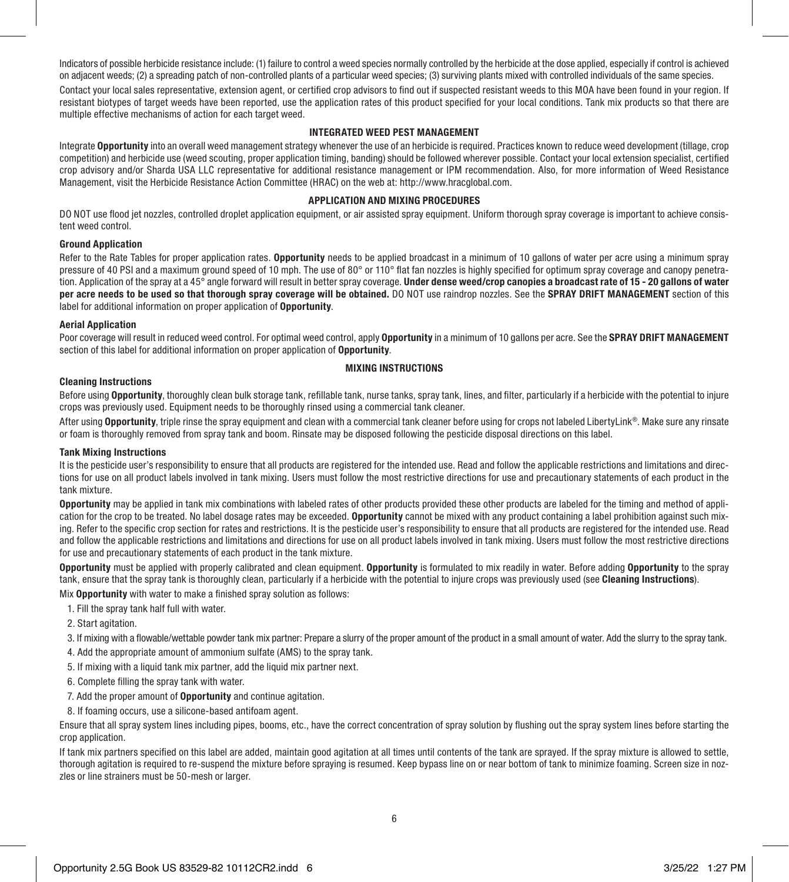Indicators of possible herbicide resistance include: (1) failure to control a weed species normally controlled by the herbicide at the dose applied, especially if control is achieved on adjacent weeds; (2) a spreading patch of non-controlled plants of a particular weed species; (3) surviving plants mixed with controlled individuals of the same species.

Contact your local sales representative, extension agent, or certified crop advisors to find out if suspected resistant weeds to this MOA have been found in your region. If resistant biotypes of target weeds have been reported, use the application rates of this product specified for your local conditions. Tank mix products so that there are multiple effective mechanisms of action for each target weed.

## INTEGRATED WEED PEST MANAGEMENT

Integrate **Opportunity** into an overall weed management strategy whenever the use of an herbicide is required. Practices known to reduce weed development (tillage, crop competition) and herbicide use (weed scouting, proper application timing, banding) should be followed wherever possible. Contact your local extension specialist, certified crop advisory and/or Sharda USA LLC representative for additional resistance management or IPM recommendation. Also, for more information of Weed Resistance Management, visit the Herbicide Resistance Action Committee (HRAC) on the web at: http://www.hracglobal.com.

## APPLICATION AND MIXING PROCEDURES

DO NOT use flood jet nozzles, controlled droplet application equipment, or air assisted spray equipment. Uniform thorough spray coverage is important to achieve consistent weed control.

### Ground Application

Refer to the Rate Tables for proper application rates. **Opportunity** needs to be applied broadcast in a minimum of 10 gallons of water per acre using a minimum spray pressure of 40 PSI and a maximum ground speed of 10 mph. The use of 80° or 110° flat fan nozzles is highly specified for optimum spray coverage and canopy penetration. Application of the spray at a 45° angle forward will result in better spray coverage. **Under dense weed/crop canopies a broadcast rate of 15 - 20 gallons of water per acre needs to be used so that thorough spray coverage will be obtained.** DO NOT use raindrop nozzles. See the **SPRAY DRIFT MANAGEMENT** section of this label for additional information on proper application of **Opportunity**.

### Aerial Application

Poor coverage will result in reduced weed control. For optimal weed control, apply **Opportunity** in a minimum of 10 gallons per acre. See the **SPRAY DRIFT MANAGEMENT** section of this label for additional information on proper application of **Opportunity**.

## MIXING INSTRUCTIONS

### Cleaning Instructions

Before using **Opportunity**, thoroughly clean bulk storage tank, refillable tank, nurse tanks, spray tank, lines, and filter, particularly if a herbicide with the potential to injure crops was previously used. Equipment needs to be thoroughly rinsed using a commercial tank cleaner.

After using **Opportunity**, triple rinse the spray equipment and clean with a commercial tank cleaner before using for crops not labeled LibertyLink®. Make sure any rinsate or foam is thoroughly removed from spray tank and boom. Rinsate may be disposed following the pesticide disposal directions on this label.

### Tank Mixing Instructions

It is the pesticide user's responsibility to ensure that all products are registered for the intended use. Read and follow the applicable restrictions and limitations and directions for use on all product labels involved in tank mixing. Users must follow the most restrictive directions for use and precautionary statements of each product in the tank mixture.

**Opportunity** may be applied in tank mix combinations with labeled rates of other products provided these other products are labeled for the timing and method of application for the crop to be treated. No label dosage rates may be exceeded. **Opportunity** cannot be mixed with any product containing a label prohibition against such mixing. Refer to the specific crop section for rates and restrictions. It is the pesticide user's responsibility to ensure that all products are registered for the intended use. Read and follow the applicable restrictions and limitations and directions for use on all product labels involved in tank mixing. Users must follow the most restrictive directions for use and precautionary statements of each product in the tank mixture.

**Opportunity** must be applied with properly calibrated and clean equipment. **Opportunity** is formulated to mix readily in water. Before adding **Opportunity** to the spray tank, ensure that the spray tank is thoroughly clean, particularly if a herbicide with the potential to injure crops was previously used (see **Cleaning Instructions**).

Mix **Opportunity** with water to make a finished spray solution as follows:

1. Fill the spray tank half full with water.
2. Start agitation.
3. If mixing with a flowable/wettable powder tank mix partner: Prepare a slurry of the proper amount of the product in a small amount of water. Add the slurry to the spray tank.
4. Add the appropriate amount of ammonium sulfate (AMS) to the spray tank.
5. If mixing with a liquid tank mix partner, add the liquid mix partner next.
6. Complete filling the spray tank with water.
7. Add the proper amount of **Opportunity** and continue agitation.
8. If foaming occurs, use a silicone-based antifoam agent.

Ensure that all spray system lines including pipes, booms, etc., have the correct concentration of spray solution by flushing out the spray system lines before starting the crop application.

If tank mix partners specified on this label are added, maintain good agitation at all times until contents of the tank are sprayed. If the spray mixture is allowed to settle, thorough agitation is required to re-suspend the mixture before spraying is resumed. Keep bypass line on or near bottom of tank to minimize foaming. Screen size in nozzles or line strainers must be 50-mesh or larger.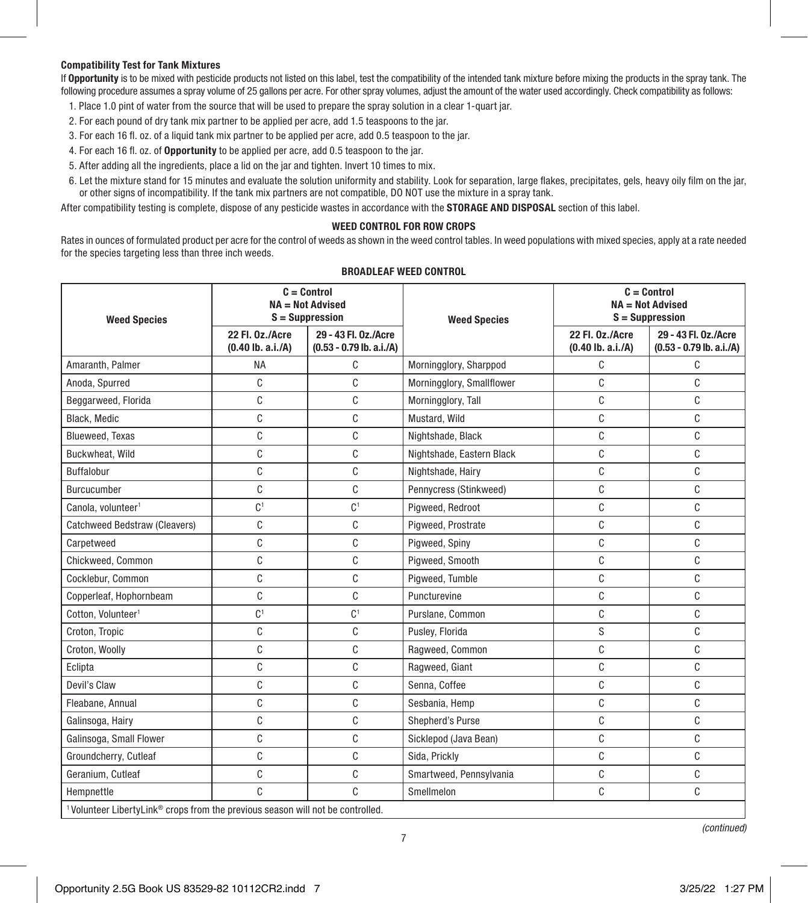#### Compatibility Test for Tank Mixtures

If **Opportunity** is to be mixed with pesticide products not listed on this label, test the compatibility of the intended tank mixture before mixing the products in the spray tank. The following procedure assumes a spray volume of 25 gallons per acre. For other spray volumes, adjust the amount of the water used accordingly. Check compatibility as follows:

1. Place 1.0 pint of water from the source that will be used to prepare the spray solution in a clear 1-quart jar.
2. For each pound of dry tank mix partner to be applied per acre, add 1.5 teaspoons to the jar.
3. For each 16 fl. oz. of a liquid tank mix partner to be applied per acre, add 0.5 teaspoon to the jar.
4. For each 16 fl. oz. of **Opportunity** to be applied per acre, add 0.5 teaspoon to the jar.
5. After adding all the ingredients, place a lid on the jar and tighten. Invert 10 times to mix.
6. Let the mixture stand for 15 minutes and evaluate the solution uniformity and stability. Look for separation, large flakes, precipitates, gels, heavy oily film on the jar, or other signs of incompatibility. If the tank mix partners are not compatible, DO NOT use the mixture in a spray tank.

After compatibility testing is complete, dispose of any pesticide wastes in accordance with the **STORAGE AND DISPOSAL** section of this label.

#### WEED CONTROL FOR ROW CROPS

Rates in ounces of formulated product per acre for the control of weeds as shown in the weed control tables. In weed populations with mixed species, apply at a rate needed for the species targeting less than three inch weeds.

#### BROADLEAF WEED CONTROL

| Weed Species | C = Control NA = Not Advised S = Suppression | | Weed Species | C = Control NA = Not Advised S = Suppression | |
|---|---|---|---|---|---|
| | 22 Fl. Oz./Acre (0.40 lb. a.i./A) | 29 - 43 Fl. Oz./Acre (0.53 - 0.79 lb. a.i./A) | | 22 Fl. Oz./Acre (0.40 lb. a.i./A) | 29 - 43 Fl. Oz./Acre (0.53 - 0.79 lb. a.i./A) |
| Amaranth, Palmer | NA | C | Morningglory, Sharppod | C | C |
| Anoda, Spurred | C | C | Morningglory, Smallflower | C | C |
| Beggarweed, Florida | C | C | Morningglory, Tall | C | C |
| Black, Medic | C | C | Mustard, Wild | C | C |
| Blueweed, Texas | C | C | Nightshade, Black | C | C |
| Buckwheat, Wild | C | C | Nightshade, Eastern Black | C | C |
| Buffalobur | C | C | Nightshade, Hairy | C | C |
| Burcucumber | C | C | Pennycress (Stinkweed) | C | C |
| Canola, volunteer[1] | C[1] | C[1] | Pigweed, Redroot | C | C |
| Catchweed Bedstraw (Cleavers) | C | C | Pigweed, Prostrate | C | C |
| Carpetweed | C | C | Pigweed, Spiny | C | C |
| Chickweed, Common | C | C | Pigweed, Smooth | C | C |
| Cocklebur, Common | C | C | Pigweed, Tumble | C | C |
| Copperleaf, Hophornbeam | C | C | Puncturevine | C | C |
| Cotton, Volunteer[1] | C[1] | C[1] | Purslane, Common | C | C |
| Croton, Tropic | C | C | Pusley, Florida | S | C |
| Croton, Woolly | C | C | Ragweed, Common | C | C |
| Eclipta | C | C | Ragweed, Giant | C | C |
| Devil's Claw | C | C | Senna, Coffee | C | C |
| Fleabane, Annual | C | C | Sesbania, Hemp | C | C |
| Galinsoga, Hairy | C | C | Shepherd's Purse | C | C |
| Galinsoga, Small Flower | C | C | Sicklepod (Java Bean) | C | C |
| Groundcherry, Cutleaf | C | C | Sida, Prickly | C | C |
| Geranium, Cutleaf | C | C | Smartweed, Pennsylvania | C | C |
| Hempnettle | C | C | Smellmelon | C | C |

[1] Volunteer LibertyLink® crops from the previous season will not be controlled.

*(continued)*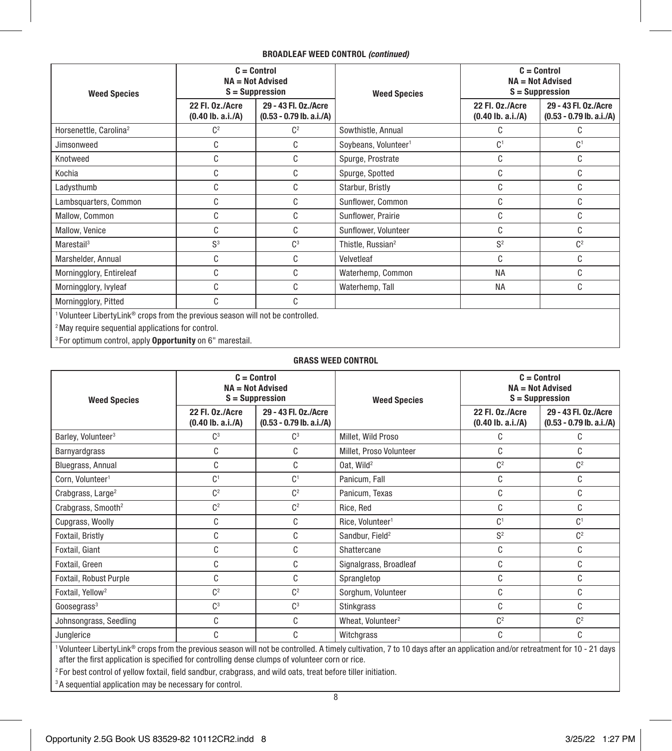### BROADLEAF WEED CONTROL *(continued)*

| Weed Species | C = Control NA = Not Advised S = Suppression | | Weed Species | C = Control NA = Not Advised S = Suppression | |
|---|---|---|---|---|---|
| | 22 Fl. Oz./Acre (0.40 lb. a.i./A) | 29 - 43 Fl. Oz./Acre (0.53 - 0.79 lb. a.i./A) | | 22 Fl. Oz./Acre (0.40 lb. a.i./A) | 29 - 43 Fl. Oz./Acre (0.53 - 0.79 lb. a.i./A) |
| Horsenettle, Carolina[2] | C[2] | C[2] | Sowthistle, Annual | C | C |
| Jimsonweed | C | C | Soybeans, Volunteer[1] | C[1] | C[1] |
| Knotweed | C | C | Spurge, Prostrate | C | C |
| Kochia | C | C | Spurge, Spotted | C | C |
| Ladysthumb | C | C | Starbur, Bristly | C | C |
| Lambsquarters, Common | C | C | Sunflower, Common | C | C |
| Mallow, Common | C | C | Sunflower, Prairie | C | C |
| Mallow, Venice | C | C | Sunflower, Volunteer | C | C |
| Marestail[3] | S[3] | C[3] | Thistle, Russian[2] | S[2] | C[2] |
| Marshelder, Annual | C | C | Velvetleaf | C | C |
| Morningglory, Entireleaf | C | C | Waterhemp, Common | NA | C |
| Morningglory, Ivyleaf | C | C | Waterhemp, Tall | NA | C |
| Morningglory, Pitted | C | C | | | |

[1] Volunteer LibertyLink® crops from the previous season will not be controlled.

[2] May require sequential applications for control.

[3] For optimum control, apply **Opportunity** on 6" marestail.

### GRASS WEED CONTROL

| Weed Species | C = Control NA = Not Advised S = Suppression | | Weed Species | C = Control NA = Not Advised S = Suppression | |
|---|---|---|---|---|---|
| | 22 Fl. Oz./Acre (0.40 lb. a.i./A) | 29 - 43 Fl. Oz./Acre (0.53 - 0.79 lb. a.i./A) | | 22 Fl. Oz./Acre (0.40 lb. a.i./A) | 29 - 43 Fl. Oz./Acre (0.53 - 0.79 lb. a.i./A) |
| Barley, Volunteer[3] | C[3] | C[3] | Millet, Wild Proso | C | C |
| Barnyardgrass | C | C | Millet, Proso Volunteer | C | C |
| Bluegrass, Annual | C | C | Oat, Wild[2] | C[2] | C[2] |
| Corn, Volunteer[1] | C[1] | C[1] | Panicum, Fall | C | C |
| Crabgrass, Large[2] | C[2] | C[2] | Panicum, Texas | C | C |
| Crabgrass, Smooth[2] | C[2] | C[2] | Rice, Red | C | C |
| Cupgrass, Woolly | C | C | Rice, Volunteer[1] | C[1] | C[1] |
| Foxtail, Bristly | C | C | Sandbur, Field[2] | S[2] | C[2] |
| Foxtail, Giant | C | C | Shattercane | C | C |
| Foxtail, Green | C | C | Signalgrass, Broadleaf | C | C |
| Foxtail, Robust Purple | C | C | Sprangletop | C | C |
| Foxtail, Yellow[2] | C[2] | C[2] | Sorghum, Volunteer | C | C |
| Goosegrass[3] | C[3] | C[3] | Stinkgrass | C | C |
| Johnsongrass, Seedling | C | C | Wheat, Volunteer[2] | C[2] | C[2] |
| Junglerice | C | C | Witchgrass | C | C |

[1] Volunteer LibertyLink® crops from the previous season will not be controlled. A timely cultivation, 7 to 10 days after an application and/or retreatment for 10 - 21 days after the first application is specified for controlling dense clumps of volunteer corn or rice.

[2] For best control of yellow foxtail, field sandbur, crabgrass, and wild oats, treat before tiller initiation.

[3] A sequential application may be necessary for control.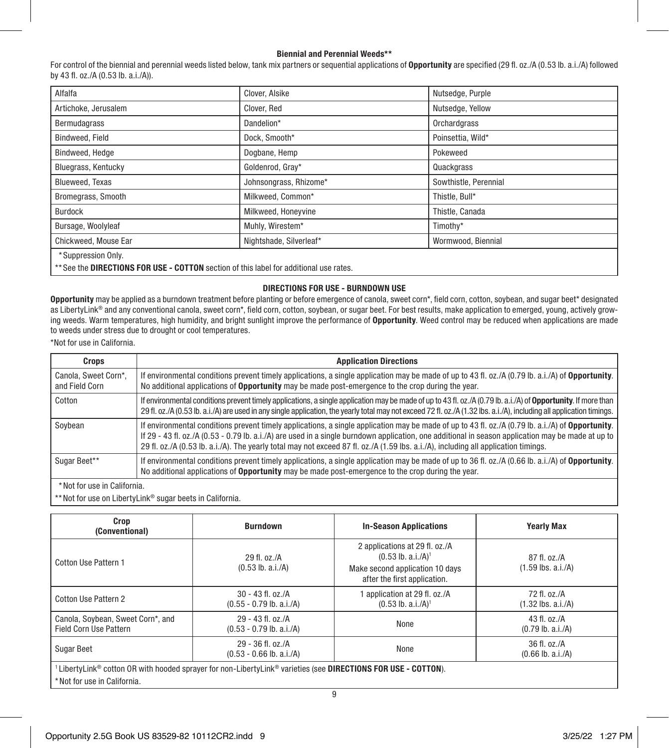### Biennial and Perennial Weeds**

For control of the biennial and perennial weeds listed below, tank mix partners or sequential applications of **Opportunity** are specified (29 fl. oz./A (0.53 lb. a.i./A) followed by 43 fl. oz./A (0.53 lb. a.i./A)).

| | | |
|---|---|---|
| Alfalfa | Clover, Alsike | Nutsedge, Purple |
| Artichoke, Jerusalem | Clover, Red | Nutsedge, Yellow |
| Bermudagrass | Dandelion* | Orchardgrass |
| Bindweed, Field | Dock, Smooth* | Poinsettia, Wild* |
| Bindweed, Hedge | Dogbane, Hemp | Pokeweed |
| Bluegrass, Kentucky | Goldenrod, Gray* | Quackgrass |
| Blueweed, Texas | Johnsongrass, Rhizome* | Sowthistle, Perennial |
| Bromegrass, Smooth | Milkweed, Common* | Thistle, Bull* |
| Burdock | Milkweed, Honeyvine | Thistle, Canada |
| Bursage, Woolyleaf | Muhly, Wirestem* | Timothy* |
| Chickweed, Mouse Ear | Nightshade, Silverleaf* | Wormwood, Biennial |

*Suppression Only.

**See the **DIRECTIONS FOR USE - COTTON** section of this label for additional use rates.

### DIRECTIONS FOR USE - BURNDOWN USE

**Opportunity** may be applied as a burndown treatment before planting or before emergence of canola, sweet corn*, field corn, cotton, soybean, and sugar beet* designated as LibertyLink® and any conventional canola, sweet corn*, field corn, cotton, soybean, or sugar beet. For best results, make application to emerged, young, actively growing weeds. Warm temperatures, high humidity, and bright sunlight improve the performance of **Opportunity**. Weed control may be reduced when applications are made to weeds under stress due to drought or cool temperatures.

*Not for use in California.

| Crops | Application Directions |
|---|---|
| Canola, Sweet Corn*, and Field Corn | If environmental conditions prevent timely applications, a single application may be made of up to 43 fl. oz./A (0.79 lb. a.i./A) of **Opportunity**. No additional applications of **Opportunity** may be made post-emergence to the crop during the year. |
| Cotton | If environmental conditions prevent timely applications, a single application may be made of up to 43 fl. oz./A (0.79 lb. a.i./A) of **Opportunity**. If more than 29 fl. oz./A (0.53 lb. a.i./A) are used in any single application, the yearly total may not exceed 72 fl. oz./A (1.32 lbs. a.i./A), including all application timings. |
| Soybean | If environmental conditions prevent timely applications, a single application may be made of up to 43 fl. oz./A (0.79 lb. a.i./A) of **Opportunity**. If 29 - 43 fl. oz./A (0.53 - 0.79 lb. a.i./A) are used in a single burndown application, one additional in season application may be made at up to 29 fl. oz./A (0.53 lb. a.i./A). The yearly total may not exceed 87 fl. oz./A (1.59 lbs. a.i./A), including all application timings. |
| Sugar Beet** | If environmental conditions prevent timely applications, a single application may be made of up to 36 fl. oz./A (0.66 lb. a.i./A) of **Opportunity**. No additional applications of **Opportunity** may be made post-emergence to the crop during the year. |

*Not for use in California.

**Not for use on LibertyLink® sugar beets in California.

| Crop (Conventional) | Burndown | In-Season Applications | Yearly Max |
|---|---|---|---|
| Cotton Use Pattern 1 | 29 fl. oz./A (0.53 lb. a.i./A) | 2 applications at 29 fl. oz./A (0.53 lb. a.i./A)[1] Make second application 10 days after the first application. | 87 fl. oz./A (1.59 lbs. a.i./A) |
| Cotton Use Pattern 2 | 30 - 43 fl. oz./A (0.55 - 0.79 lb. a.i./A) | 1 application at 29 fl. oz./A (0.53 lb. a.i./A)[1] | 72 fl. oz./A (1.32 lbs. a.i./A) |
| Canola, Soybean, Sweet Corn*, and Field Corn Use Pattern | 29 - 43 fl. oz./A (0.53 - 0.79 lb. a.i./A) | None | 43 fl. oz./A (0.79 lb. a.i./A) |
| Sugar Beet | 29 - 36 fl. oz./A (0.53 - 0.66 lb. a.i./A) | None | 36 fl. oz./A (0.66 lb. a.i./A) |

[1] LibertyLink® cotton OR with hooded sprayer for non-LibertyLink® varieties (see **DIRECTIONS FOR USE - COTTON**).

*Not for use in California.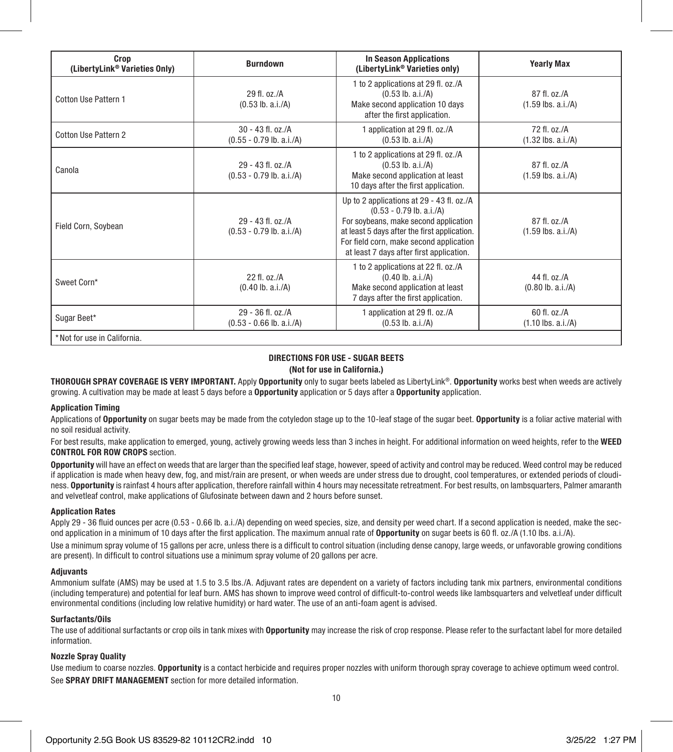| Crop (LibertyLink® Varieties Only) | Burndown | In Season Applications (LibertyLink® Varieties only) | Yearly Max |
|---|---|---|---|
| Cotton Use Pattern 1 | 29 fl. oz./A (0.53 lb. a.i./A) | 1 to 2 applications at 29 fl. oz./A (0.53 lb. a.i./A) Make second application 10 days after the first application. | 87 fl. oz./A (1.59 lbs. a.i./A) |
| Cotton Use Pattern 2 | 30 - 43 fl. oz./A (0.55 - 0.79 lb. a.i./A) | 1 application at 29 fl. oz./A (0.53 lb. a.i./A) | 72 fl. oz./A (1.32 lbs. a.i./A) |
| Canola | 29 - 43 fl. oz./A (0.53 - 0.79 lb. a.i./A) | 1 to 2 applications at 29 fl. oz./A (0.53 lb. a.i./A) Make second application at least 10 days after the first application. | 87 fl. oz./A (1.59 lbs. a.i./A) |
| Field Corn, Soybean | 29 - 43 fl. oz./A (0.53 - 0.79 lb. a.i./A) | Up to 2 applications at 29 - 43 fl. oz./A (0.53 - 0.79 lb. a.i./A) For soybeans, make second application at least 5 days after the first application. For field corn, make second application at least 7 days after first application. | 87 fl. oz./A (1.59 lbs. a.i./A) |
| Sweet Corn* | 22 fl. oz./A (0.40 lb. a.i./A) | 1 to 2 applications at 22 fl. oz./A (0.40 lb. a.i./A) Make second application at least 7 days after the first application. | 44 fl. oz./A (0.80 lb. a.i./A) |
| Sugar Beet* | 29 - 36 fl. oz./A (0.53 - 0.66 lb. a.i./A) | 1 application at 29 fl. oz./A (0.53 lb. a.i./A) | 60 fl. oz./A (1.10 lbs. a.i./A) |
| *Not for use in California. | | | |

## DIRECTIONS FOR USE - SUGAR BEETS

**(Not for use in California.)**

**THOROUGH SPRAY COVERAGE IS VERY IMPORTANT.** Apply **Opportunity** only to sugar beets labeled as LibertyLink®. **Opportunity** works best when weeds are actively growing. A cultivation may be made at least 5 days before a **Opportunity** application or 5 days after a **Opportunity** application.

### Application Timing

Applications of **Opportunity** on sugar beets may be made from the cotyledon stage up to the 10-leaf stage of the sugar beet. **Opportunity** is a foliar active material with no soil residual activity.

For best results, make application to emerged, young, actively growing weeds less than 3 inches in height. For additional information on weed heights, refer to the **WEED CONTROL FOR ROW CROPS** section.

**Opportunity** will have an effect on weeds that are larger than the specified leaf stage, however, speed of activity and control may be reduced. Weed control may be reduced if application is made when heavy dew, fog, and mist/rain are present, or when weeds are under stress due to drought, cool temperatures, or extended periods of cloudiness. **Opportunity** is rainfast 4 hours after application, therefore rainfall within 4 hours may necessitate retreatment. For best results, on lambsquarters, Palmer amaranth and velvetleaf control, make applications of Glufosinate between dawn and 2 hours before sunset.

### Application Rates

Apply 29 - 36 fluid ounces per acre (0.53 - 0.66 lb. a.i./A) depending on weed species, size, and density per weed chart. If a second application is needed, make the second application in a minimum of 10 days after the first application. The maximum annual rate of **Opportunity** on sugar beets is 60 fl. oz./A (1.10 lbs. a.i./A).

Use a minimum spray volume of 15 gallons per acre, unless there is a difficult to control situation (including dense canopy, large weeds, or unfavorable growing conditions are present). In difficult to control situations use a minimum spray volume of 20 gallons per acre.

### Adjuvants

Ammonium sulfate (AMS) may be used at 1.5 to 3.5 lbs./A. Adjuvant rates are dependent on a variety of factors including tank mix partners, environmental conditions (including temperature) and potential for leaf burn. AMS has shown to improve weed control of difficult-to-control weeds like lambsquarters and velvetleaf under difficult environmental conditions (including low relative humidity) or hard water. The use of an anti-foam agent is advised.

### Surfactants/Oils

The use of additional surfactants or crop oils in tank mixes with **Opportunity** may increase the risk of crop response. Please refer to the surfactant label for more detailed information.

### Nozzle Spray Quality

Use medium to coarse nozzles. **Opportunity** is a contact herbicide and requires proper nozzles with uniform thorough spray coverage to achieve optimum weed control.

See **SPRAY DRIFT MANAGEMENT** section for more detailed information.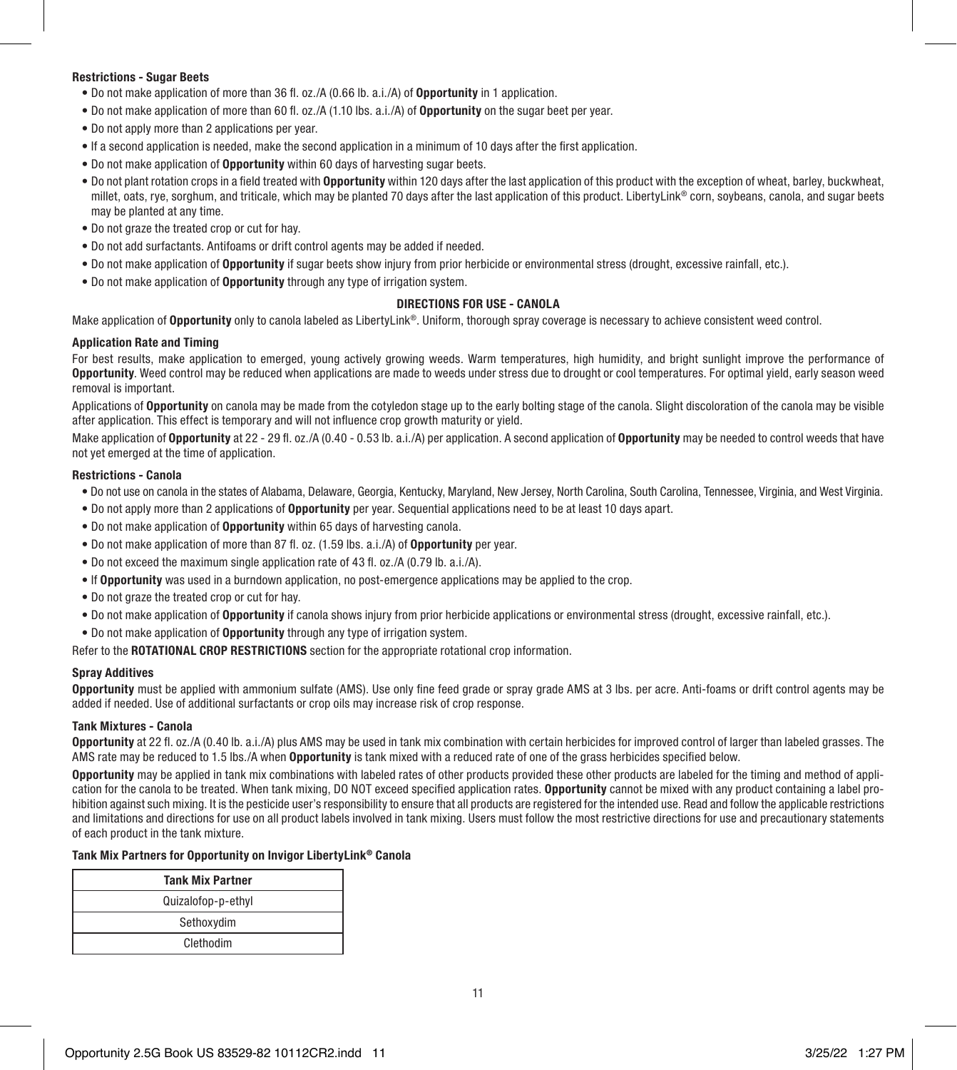**Restrictions - Sugar Beets**

- Do not make application of more than 36 fl. oz./A (0.66 lb. a.i./A) of **Opportunity** in 1 application.
- Do not make application of more than 60 fl. oz./A (1.10 lbs. a.i./A) of **Opportunity** on the sugar beet per year.
- Do not apply more than 2 applications per year.
- If a second application is needed, make the second application in a minimum of 10 days after the first application.
- Do not make application of **Opportunity** within 60 days of harvesting sugar beets.
- Do not plant rotation crops in a field treated with **Opportunity** within 120 days after the last application of this product with the exception of wheat, barley, buckwheat, millet, oats, rye, sorghum, and triticale, which may be planted 70 days after the last application of this product. LibertyLink® corn, soybeans, canola, and sugar beets may be planted at any time.
- Do not graze the treated crop or cut for hay.
- Do not add surfactants. Antifoams or drift control agents may be added if needed.
- Do not make application of **Opportunity** if sugar beets show injury from prior herbicide or environmental stress (drought, excessive rainfall, etc.).
- Do not make application of **Opportunity** through any type of irrigation system.

## DIRECTIONS FOR USE - CANOLA

Make application of **Opportunity** only to canola labeled as LibertyLink®. Uniform, thorough spray coverage is necessary to achieve consistent weed control.

**Application Rate and Timing**

For best results, make application to emerged, young actively growing weeds. Warm temperatures, high humidity, and bright sunlight improve the performance of **Opportunity**. Weed control may be reduced when applications are made to weeds under stress due to drought or cool temperatures. For optimal yield, early season weed removal is important.

Applications of **Opportunity** on canola may be made from the cotyledon stage up to the early bolting stage of the canola. Slight discoloration of the canola may be visible after application. This effect is temporary and will not influence crop growth maturity or yield.

Make application of **Opportunity** at 22 - 29 fl. oz./A (0.40 - 0.53 lb. a.i./A) per application. A second application of **Opportunity** may be needed to control weeds that have not yet emerged at the time of application.

**Restrictions - Canola**

- Do not use on canola in the states of Alabama, Delaware, Georgia, Kentucky, Maryland, New Jersey, North Carolina, South Carolina, Tennessee, Virginia, and West Virginia.
- Do not apply more than 2 applications of **Opportunity** per year. Sequential applications need to be at least 10 days apart.
- Do not make application of **Opportunity** within 65 days of harvesting canola.
- Do not make application of more than 87 fl. oz. (1.59 lbs. a.i./A) of **Opportunity** per year.
- Do not exceed the maximum single application rate of 43 fl. oz./A (0.79 lb. a.i./A).
- If **Opportunity** was used in a burndown application, no post-emergence applications may be applied to the crop.
- Do not graze the treated crop or cut for hay.
- Do not make application of **Opportunity** if canola shows injury from prior herbicide applications or environmental stress (drought, excessive rainfall, etc.).
- Do not make application of **Opportunity** through any type of irrigation system.

Refer to the **ROTATIONAL CROP RESTRICTIONS** section for the appropriate rotational crop information.

**Spray Additives**

**Opportunity** must be applied with ammonium sulfate (AMS). Use only fine feed grade or spray grade AMS at 3 lbs. per acre. Anti-foams or drift control agents may be added if needed. Use of additional surfactants or crop oils may increase risk of crop response.

**Tank Mixtures - Canola**

**Opportunity** at 22 fl. oz./A (0.40 lb. a.i./A) plus AMS may be used in tank mix combination with certain herbicides for improved control of larger than labeled grasses. The AMS rate may be reduced to 1.5 lbs./A when **Opportunity** is tank mixed with a reduced rate of one of the grass herbicides specified below.

**Opportunity** may be applied in tank mix combinations with labeled rates of other products provided these other products are labeled for the timing and method of application for the canola to be treated. When tank mixing, DO NOT exceed specified application rates. **Opportunity** cannot be mixed with any product containing a label prohibition against such mixing. It is the pesticide user's responsibility to ensure that all products are registered for the intended use. Read and follow the applicable restrictions and limitations and directions for use on all product labels involved in tank mixing. Users must follow the most restrictive directions for use and precautionary statements of each product in the tank mixture.

**Tank Mix Partners for Opportunity on Invigor LibertyLink® Canola**

| Tank Mix Partner |
|---|
| Quizalofop-p-ethyl |
| Sethoxydim |
| Clethodim |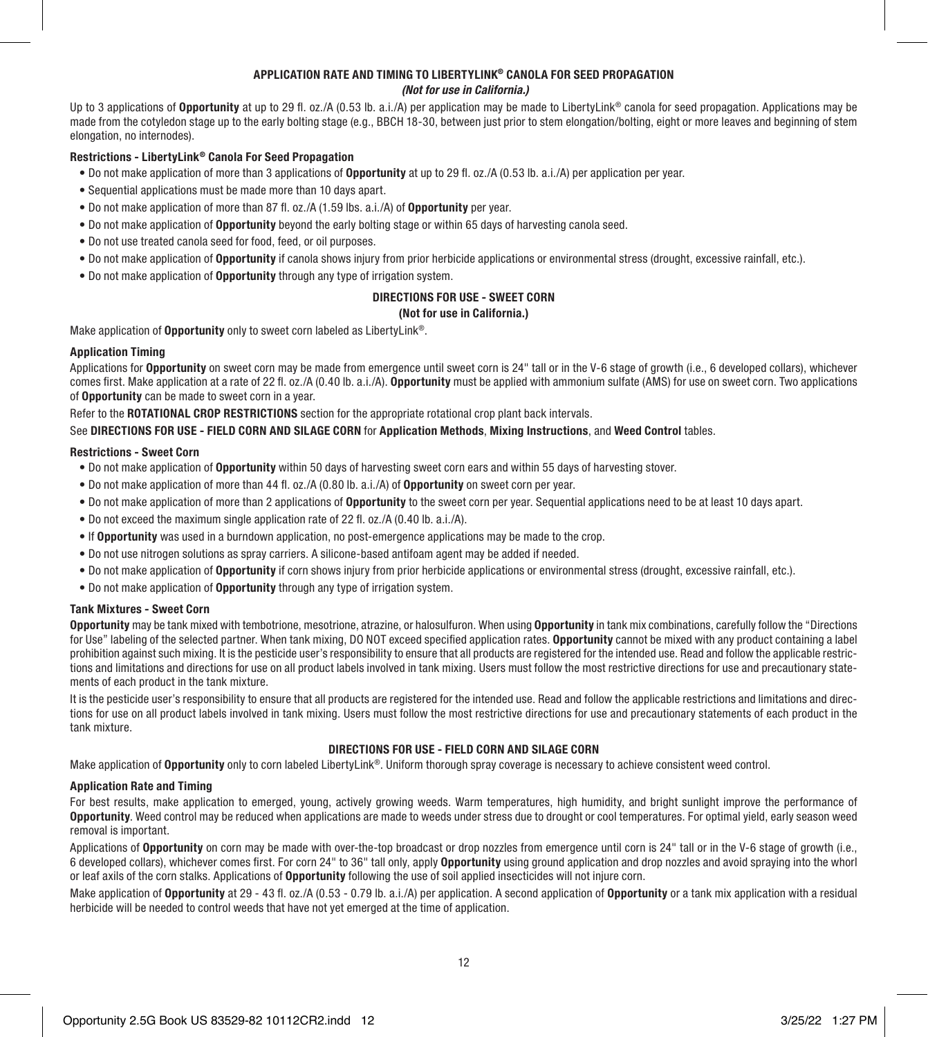## APPLICATION RATE AND TIMING TO LIBERTYLINK® CANOLA FOR SEED PROPAGATION

***(Not for use in California.)***

Up to 3 applications of **Opportunity** at up to 29 fl. oz./A (0.53 lb. a.i./A) per application may be made to LibertyLink® canola for seed propagation. Applications may be made from the cotyledon stage up to the early bolting stage (e.g., BBCH 18-30, between just prior to stem elongation/bolting, eight or more leaves and beginning of stem elongation, no internodes).

### Restrictions - LibertyLink® Canola For Seed Propagation

- Do not make application of more than 3 applications of **Opportunity** at up to 29 fl. oz./A (0.53 lb. a.i./A) per application per year.
- Sequential applications must be made more than 10 days apart.
- Do not make application of more than 87 fl. oz./A (1.59 lbs. a.i./A) of **Opportunity** per year.
- Do not make application of **Opportunity** beyond the early bolting stage or within 65 days of harvesting canola seed.
- Do not use treated canola seed for food, feed, or oil purposes.
- Do not make application of **Opportunity** if canola shows injury from prior herbicide applications or environmental stress (drought, excessive rainfall, etc.).
- Do not make application of **Opportunity** through any type of irrigation system.

## DIRECTIONS FOR USE - SWEET CORN

**(Not for use in California.)**

Make application of **Opportunity** only to sweet corn labeled as LibertyLink®.

### Application Timing

Applications for **Opportunity** on sweet corn may be made from emergence until sweet corn is 24" tall or in the V-6 stage of growth (i.e., 6 developed collars), whichever comes first. Make application at a rate of 22 fl. oz./A (0.40 lb. a.i./A). **Opportunity** must be applied with ammonium sulfate (AMS) for use on sweet corn. Two applications of **Opportunity** can be made to sweet corn in a year.

Refer to the **ROTATIONAL CROP RESTRICTIONS** section for the appropriate rotational crop plant back intervals.

See **DIRECTIONS FOR USE - FIELD CORN AND SILAGE CORN** for **Application Methods**, **Mixing Instructions**, and **Weed Control** tables.

### Restrictions - Sweet Corn

- Do not make application of **Opportunity** within 50 days of harvesting sweet corn ears and within 55 days of harvesting stover.
- Do not make application of more than 44 fl. oz./A (0.80 lb. a.i./A) of **Opportunity** on sweet corn per year.
- Do not make application of more than 2 applications of **Opportunity** to the sweet corn per year. Sequential applications need to be at least 10 days apart.
- Do not exceed the maximum single application rate of 22 fl. oz./A (0.40 lb. a.i./A).
- If **Opportunity** was used in a burndown application, no post-emergence applications may be made to the crop.
- Do not use nitrogen solutions as spray carriers. A silicone-based antifoam agent may be added if needed.
- Do not make application of **Opportunity** if corn shows injury from prior herbicide applications or environmental stress (drought, excessive rainfall, etc.).
- Do not make application of **Opportunity** through any type of irrigation system.

### Tank Mixtures - Sweet Corn

**Opportunity** may be tank mixed with tembotrione, mesotrione, atrazine, or halosulfuron. When using **Opportunity** in tank mix combinations, carefully follow the "Directions for Use" labeling of the selected partner. When tank mixing, DO NOT exceed specified application rates. **Opportunity** cannot be mixed with any product containing a label prohibition against such mixing. It is the pesticide user's responsibility to ensure that all products are registered for the intended use. Read and follow the applicable restrictions and limitations and directions for use on all product labels involved in tank mixing. Users must follow the most restrictive directions for use and precautionary statements of each product in the tank mixture.

It is the pesticide user's responsibility to ensure that all products are registered for the intended use. Read and follow the applicable restrictions and limitations and directions for use on all product labels involved in tank mixing. Users must follow the most restrictive directions for use and precautionary statements of each product in the tank mixture.

## DIRECTIONS FOR USE - FIELD CORN AND SILAGE CORN

Make application of **Opportunity** only to corn labeled LibertyLink®. Uniform thorough spray coverage is necessary to achieve consistent weed control.

### Application Rate and Timing

For best results, make application to emerged, young, actively growing weeds. Warm temperatures, high humidity, and bright sunlight improve the performance of **Opportunity**. Weed control may be reduced when applications are made to weeds under stress due to drought or cool temperatures. For optimal yield, early season weed removal is important.

Applications of **Opportunity** on corn may be made with over-the-top broadcast or drop nozzles from emergence until corn is 24" tall or in the V-6 stage of growth (i.e., 6 developed collars), whichever comes first. For corn 24" to 36" tall only, apply **Opportunity** using ground application and drop nozzles and avoid spraying into the whorl or leaf axils of the corn stalks. Applications of **Opportunity** following the use of soil applied insecticides will not injure corn.

Make application of **Opportunity** at 29 - 43 fl. oz./A (0.53 - 0.79 lb. a.i./A) per application. A second application of **Opportunity** or a tank mix application with a residual herbicide will be needed to control weeds that have not yet emerged at the time of application.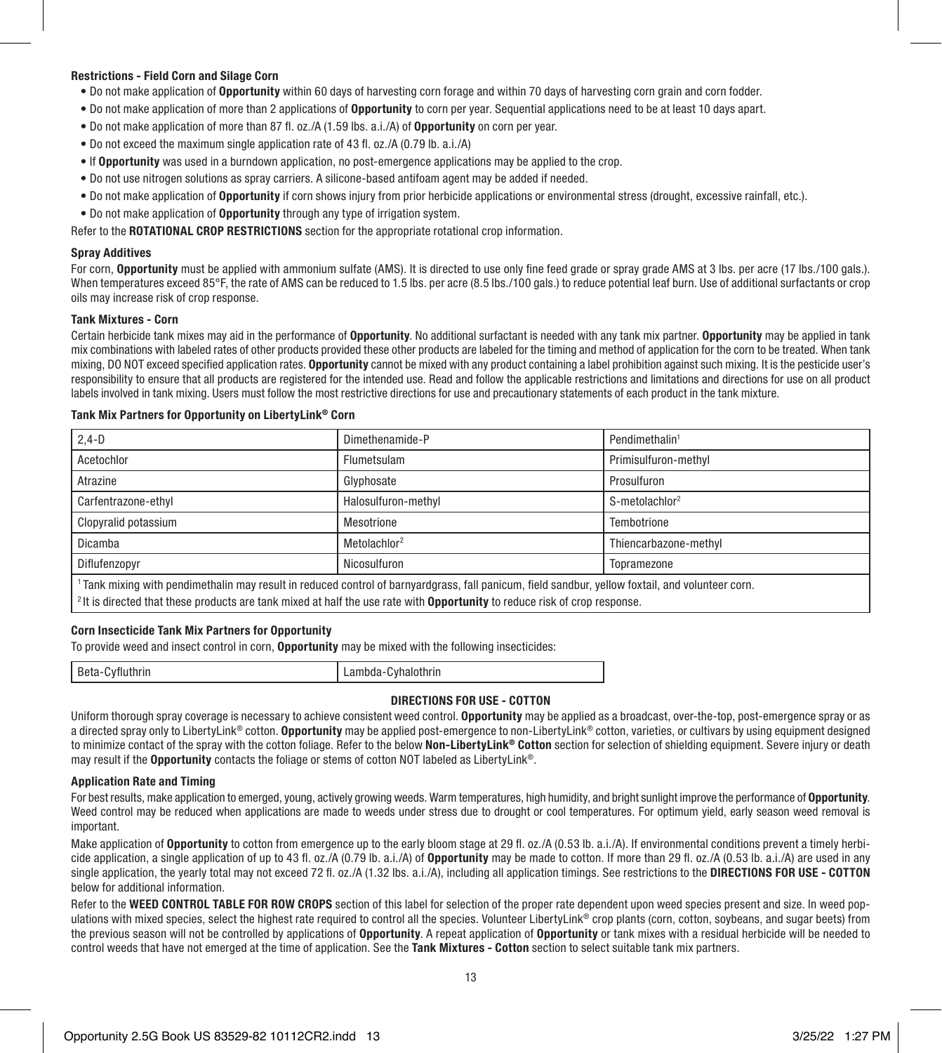#### Restrictions - Field Corn and Silage Corn

- Do not make application of **Opportunity** within 60 days of harvesting corn forage and within 70 days of harvesting corn grain and corn fodder.
- Do not make application of more than 2 applications of **Opportunity** to corn per year. Sequential applications need to be at least 10 days apart.
- Do not make application of more than 87 fl. oz./A (1.59 lbs. a.i./A) of **Opportunity** on corn per year.
- Do not exceed the maximum single application rate of 43 fl. oz./A (0.79 lb. a.i./A)
- If **Opportunity** was used in a burndown application, no post-emergence applications may be applied to the crop.
- Do not use nitrogen solutions as spray carriers. A silicone-based antifoam agent may be added if needed.
- Do not make application of **Opportunity** if corn shows injury from prior herbicide applications or environmental stress (drought, excessive rainfall, etc.).
- Do not make application of **Opportunity** through any type of irrigation system.

Refer to the **ROTATIONAL CROP RESTRICTIONS** section for the appropriate rotational crop information.

#### Spray Additives

For corn, **Opportunity** must be applied with ammonium sulfate (AMS). It is directed to use only fine feed grade or spray grade AMS at 3 lbs. per acre (17 lbs./100 gals.). When temperatures exceed 85°F, the rate of AMS can be reduced to 1.5 lbs. per acre (8.5 lbs./100 gals.) to reduce potential leaf burn. Use of additional surfactants or crop oils may increase risk of crop response.

#### Tank Mixtures - Corn

Certain herbicide tank mixes may aid in the performance of **Opportunity**. No additional surfactant is needed with any tank mix partner. **Opportunity** may be applied in tank mix combinations with labeled rates of other products provided these other products are labeled for the timing and method of application for the corn to be treated. When tank mixing, DO NOT exceed specified application rates. **Opportunity** cannot be mixed with any product containing a label prohibition against such mixing. It is the pesticide user's responsibility to ensure that all products are registered for the intended use. Read and follow the applicable restrictions and limitations and directions for use on all product labels involved in tank mixing. Users must follow the most restrictive directions for use and precautionary statements of each product in the tank mixture.

#### Tank Mix Partners for Opportunity on LibertyLink® Corn

| | | |
|---|---|---|
| 2,4-D | Dimethenamide-P | Pendimethalin[1] |
| Acetochlor | Flumetsulam | Primisulfuron-methyl |
| Atrazine | Glyphosate | Prosulfuron |
| Carfentrazone-ethyl | Halosulfuron-methyl | S-metolachlor[2] |
| Clopyralid potassium | Mesotrione | Tembotrione |
| Dicamba | Metolachlor[2] | Thiencarbazone-methyl |
| Diflufenzopyr | Nicosulfuron | Topramezone |

[1] Tank mixing with pendimethalin may result in reduced control of barnyardgrass, fall panicum, field sandbur, yellow foxtail, and volunteer corn.

[2] It is directed that these products are tank mixed at half the use rate with **Opportunity** to reduce risk of crop response.

#### Corn Insecticide Tank Mix Partners for Opportunity

To provide weed and insect control in corn, **Opportunity** may be mixed with the following insecticides:

| | |
|---|---|
| Beta-Cyfluthrin | Lambda-Cyhalothrin |

### DIRECTIONS FOR USE - COTTON

Uniform thorough spray coverage is necessary to achieve consistent weed control. **Opportunity** may be applied as a broadcast, over-the-top, post-emergence spray or as a directed spray only to LibertyLink® cotton. **Opportunity** may be applied post-emergence to non-LibertyLink® cotton, varieties, or cultivars by using equipment designed to minimize contact of the spray with the cotton foliage. Refer to the below **Non-LibertyLink® Cotton** section for selection of shielding equipment. Severe injury or death may result if the **Opportunity** contacts the foliage or stems of cotton NOT labeled as LibertyLink®.

#### Application Rate and Timing

For best results, make application to emerged, young, actively growing weeds. Warm temperatures, high humidity, and bright sunlight improve the performance of **Opportunity**. Weed control may be reduced when applications are made to weeds under stress due to drought or cool temperatures. For optimum yield, early season weed removal is important.

Make application of **Opportunity** to cotton from emergence up to the early bloom stage at 29 fl. oz./A (0.53 lb. a.i./A). If environmental conditions prevent a timely herbicide application, a single application of up to 43 fl. oz./A (0.79 lb. a.i./A) of **Opportunity** may be made to cotton. If more than 29 fl. oz./A (0.53 lb. a.i./A) are used in any single application, the yearly total may not exceed 72 fl. oz./A (1.32 lbs. a.i./A), including all application timings. See restrictions to the **DIRECTIONS FOR USE - COTTON** below for additional information.

Refer to the **WEED CONTROL TABLE FOR ROW CROPS** section of this label for selection of the proper rate dependent upon weed species present and size. In weed populations with mixed species, select the highest rate required to control all the species. Volunteer LibertyLink® crop plants (corn, cotton, soybeans, and sugar beets) from the previous season will not be controlled by applications of **Opportunity**. A repeat application of **Opportunity** or tank mixes with a residual herbicide will be needed to control weeds that have not emerged at the time of application. See the **Tank Mixtures - Cotton** section to select suitable tank mix partners.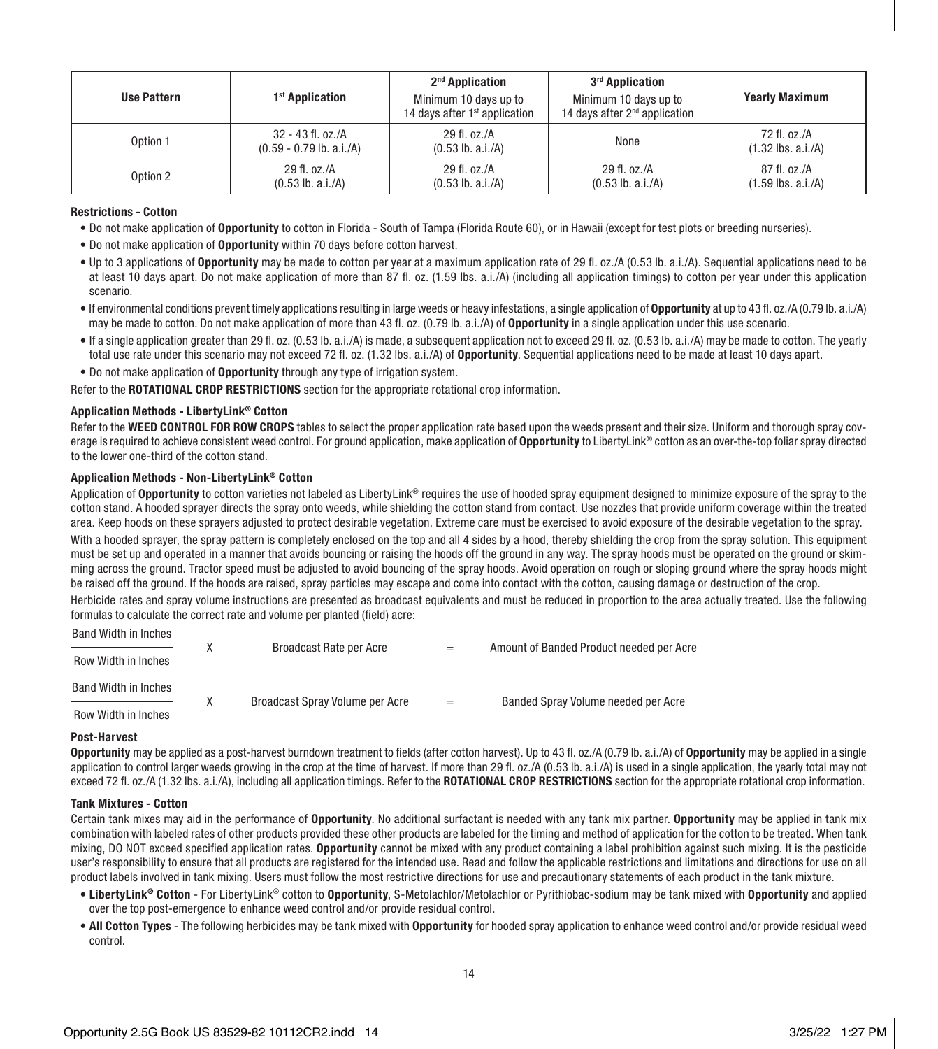| Use Pattern | 1st Application | 2nd Application Minimum 10 days up to 14 days after 1st application | 3rd Application Minimum 10 days up to 14 days after 2nd application | Yearly Maximum |
|---|---|---|---|---|
| Option 1 | 32 - 43 fl. oz./A (0.59 - 0.79 lb. a.i./A) | 29 fl. oz./A (0.53 lb. a.i./A) | None | 72 fl. oz./A (1.32 lbs. a.i./A) |
| Option 2 | 29 fl. oz./A (0.53 lb. a.i./A) | 29 fl. oz./A (0.53 lb. a.i./A) | 29 fl. oz./A (0.53 lb. a.i./A) | 87 fl. oz./A (1.59 lbs. a.i./A) |

**Restrictions - Cotton**

- Do not make application of **Opportunity** to cotton in Florida - South of Tampa (Florida Route 60), or in Hawaii (except for test plots or breeding nurseries).
- Do not make application of **Opportunity** within 70 days before cotton harvest.
- Up to 3 applications of **Opportunity** may be made to cotton per year at a maximum application rate of 29 fl. oz./A (0.53 lb. a.i./A). Sequential applications need to be at least 10 days apart. Do not make application of more than 87 fl. oz. (1.59 lbs. a.i./A) (including all application timings) to cotton per year under this application scenario.
- If environmental conditions prevent timely applications resulting in large weeds or heavy infestations, a single application of **Opportunity** at up to 43 fl. oz./A (0.79 lb. a.i./A) may be made to cotton. Do not make application of more than 43 fl. oz. (0.79 lb. a.i./A) of **Opportunity** in a single application under this use scenario.
- If a single application greater than 29 fl. oz. (0.53 lb. a.i./A) is made, a subsequent application not to exceed 29 fl. oz. (0.53 lb. a.i./A) may be made to cotton. The yearly total use rate under this scenario may not exceed 72 fl. oz. (1.32 lbs. a.i./A) of **Opportunity**. Sequential applications need to be made at least 10 days apart.
- Do not make application of **Opportunity** through any type of irrigation system.

Refer to the **ROTATIONAL CROP RESTRICTIONS** section for the appropriate rotational crop information.

**Application Methods - LibertyLink® Cotton**

Refer to the **WEED CONTROL FOR ROW CROPS** tables to select the proper application rate based upon the weeds present and their size. Uniform and thorough spray coverage is required to achieve consistent weed control. For ground application, make application of **Opportunity** to LibertyLink® cotton as an over-the-top foliar spray directed to the lower one-third of the cotton stand.

**Application Methods - Non-LibertyLink® Cotton**

Application of **Opportunity** to cotton varieties not labeled as LibertyLink® requires the use of hooded spray equipment designed to minimize exposure of the spray to the cotton stand. A hooded sprayer directs the spray onto weeds, while shielding the cotton stand from contact. Use nozzles that provide uniform coverage within the treated area. Keep hoods on these sprayers adjusted to protect desirable vegetation. Extreme care must be exercised to avoid exposure of the desirable vegetation to the spray.

With a hooded sprayer, the spray pattern is completely enclosed on the top and all 4 sides by a hood, thereby shielding the crop from the spray solution. This equipment must be set up and operated in a manner that avoids bouncing or raising the hoods off the ground in any way. The spray hoods must be operated on the ground or skimming across the ground. Tractor speed must be adjusted to avoid bouncing of the spray hoods. Avoid operation on rough or sloping ground where the spray hoods might be raised off the ground. If the hoods are raised, spray particles may escape and come into contact with the cotton, causing damage or destruction of the crop.

Herbicide rates and spray volume instructions are presented as broadcast equivalents and must be reduced in proportion to the area actually treated. Use the following formulas to calculate the correct rate and volume per planted (field) acre:

$$\frac{\text{Band Width in Inches}}{\text{Row Width in Inches}} \times \text{Broadcast Rate per Acre} = \text{Amount of Banded Product needed per Acre}$$

$$\frac{\text{Band Width in Inches}}{\text{Row Width in Inches}} \times \text{Broadcast Spray Volume per Acre} = \text{Banded Spray Volume needed per Acre}$$

**Post-Harvest**

**Opportunity** may be applied as a post-harvest burndown treatment to fields (after cotton harvest). Up to 43 fl. oz./A (0.79 lb. a.i./A) of **Opportunity** may be applied in a single application to control larger weeds growing in the crop at the time of harvest. If more than 29 fl. oz./A (0.53 lb. a.i./A) is used in a single application, the yearly total may not exceed 72 fl. oz./A (1.32 lbs. a.i./A), including all application timings. Refer to the **ROTATIONAL CROP RESTRICTIONS** section for the appropriate rotational crop information.

**Tank Mixtures - Cotton**

Certain tank mixes may aid in the performance of **Opportunity**. No additional surfactant is needed with any tank mix partner. **Opportunity** may be applied in tank mix combination with labeled rates of other products provided these other products are labeled for the timing and method of application for the cotton to be treated. When tank mixing, DO NOT exceed specified application rates. **Opportunity** cannot be mixed with any product containing a label prohibition against such mixing. It is the pesticide user's responsibility to ensure that all products are registered for the intended use. Read and follow the applicable restrictions and limitations and directions for use on all product labels involved in tank mixing. Users must follow the most restrictive directions for use and precautionary statements of each product in the tank mixture.

- **LibertyLink® Cotton** - For LibertyLink® cotton to **Opportunity**, S-Metolachlor/Metolachlor or Pyrithiobac-sodium may be tank mixed with **Opportunity** and applied over the top post-emergence to enhance weed control and/or provide residual control.
- **All Cotton Types** - The following herbicides may be tank mixed with **Opportunity** for hooded spray application to enhance weed control and/or provide residual weed control.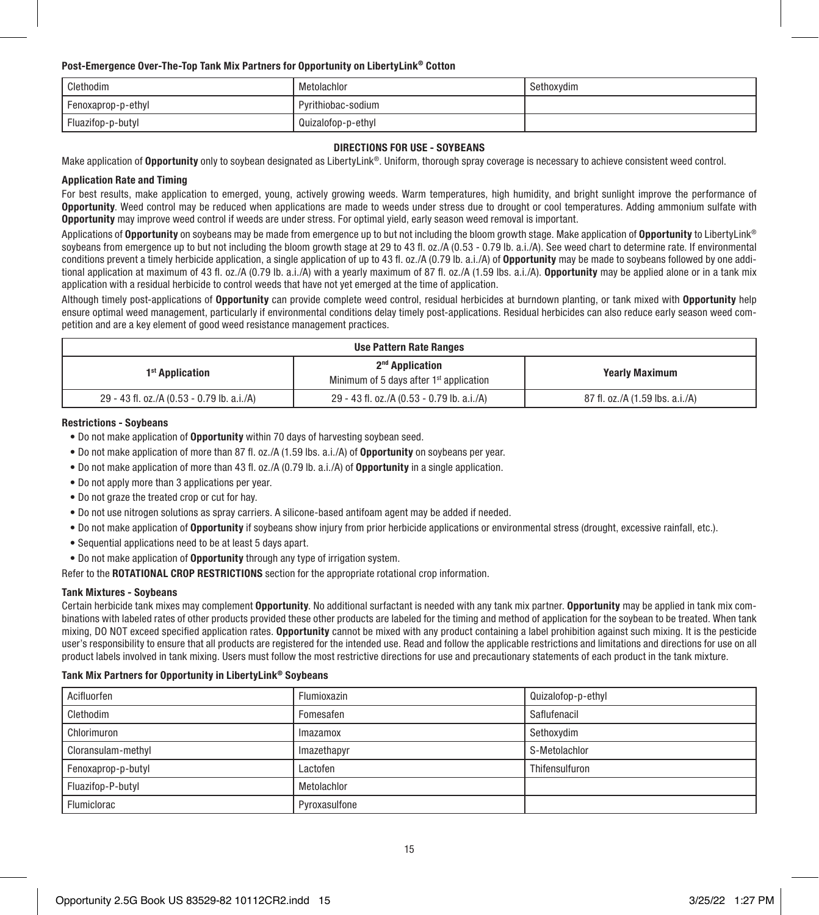**Post-Emergence Over-The-Top Tank Mix Partners for Opportunity on LibertyLink® Cotton**

| Clethodim | Metolachlor | Sethoxydim |
|---|---|---|
| Fenoxaprop-p-ethyl | Pyrithiobac-sodium | |
| Fluazifop-p-butyl | Quizalofop-p-ethyl | |

## DIRECTIONS FOR USE - SOYBEANS

Make application of **Opportunity** only to soybean designated as LibertyLink®. Uniform, thorough spray coverage is necessary to achieve consistent weed control.

### Application Rate and Timing

For best results, make application to emerged, young, actively growing weeds. Warm temperatures, high humidity, and bright sunlight improve the performance of **Opportunity**. Weed control may be reduced when applications are made to weeds under stress due to drought or cool temperatures. Adding ammonium sulfate with **Opportunity** may improve weed control if weeds are under stress. For optimal yield, early season weed removal is important.

Applications of **Opportunity** on soybeans may be made from emergence up to but not including the bloom growth stage. Make application of **Opportunity** to LibertyLink® soybeans from emergence up to but not including the bloom growth stage at 29 to 43 fl. oz./A (0.53 - 0.79 lb. a.i./A). See weed chart to determine rate. If environmental conditions prevent a timely herbicide application, a single application of up to 43 fl. oz./A (0.79 lb. a.i./A) of **Opportunity** may be made to soybeans followed by one additional application at maximum of 43 fl. oz./A (0.79 lb. a.i./A) with a yearly maximum of 87 fl. oz./A (1.59 lbs. a.i./A). **Opportunity** may be applied alone or in a tank mix application with a residual herbicide to control weeds that have not yet emerged at the time of application.

Although timely post-applications of **Opportunity** can provide complete weed control, residual herbicides at burndown planting, or tank mixed with **Opportunity** help ensure optimal weed management, particularly if environmental conditions delay timely post-applications. Residual herbicides can also reduce early season weed competition and are a key element of good weed resistance management practices.

| Use Pattern Rate Ranges | | |
|---|---|---|
| 1st Application | 2nd Application<br>Minimum of 5 days after 1st application | Yearly Maximum |
| 29 - 43 fl. oz./A (0.53 - 0.79 lb. a.i./A) | 29 - 43 fl. oz./A (0.53 - 0.79 lb. a.i./A) | 87 fl. oz./A (1.59 lbs. a.i./A) |

### Restrictions - Soybeans

- Do not make application of **Opportunity** within 70 days of harvesting soybean seed.
- Do not make application of more than 87 fl. oz./A (1.59 lbs. a.i./A) of **Opportunity** on soybeans per year.
- Do not make application of more than 43 fl. oz./A (0.79 lb. a.i./A) of **Opportunity** in a single application.
- Do not apply more than 3 applications per year.
- Do not graze the treated crop or cut for hay.
- Do not use nitrogen solutions as spray carriers. A silicone-based antifoam agent may be added if needed.
- Do not make application of **Opportunity** if soybeans show injury from prior herbicide applications or environmental stress (drought, excessive rainfall, etc.).
- Sequential applications need to be at least 5 days apart.
- Do not make application of **Opportunity** through any type of irrigation system.

Refer to the **ROTATIONAL CROP RESTRICTIONS** section for the appropriate rotational crop information.

### Tank Mixtures - Soybeans

Certain herbicide tank mixes may complement **Opportunity**. No additional surfactant is needed with any tank mix partner. **Opportunity** may be applied in tank mix combinations with labeled rates of other products provided these other products are labeled for the timing and method of application for the soybean to be treated. When tank mixing, DO NOT exceed specified application rates. **Opportunity** cannot be mixed with any product containing a label prohibition against such mixing. It is the pesticide user's responsibility to ensure that all products are registered for the intended use. Read and follow the applicable restrictions and limitations and directions for use on all product labels involved in tank mixing. Users must follow the most restrictive directions for use and precautionary statements of each product in the tank mixture.

**Tank Mix Partners for Opportunity in LibertyLink® Soybeans**

| Acifluorfen | Flumioxazin | Quizalofop-p-ethyl |
|---|---|---|
| Clethodim | Fomesafen | Saflufenacil |
| Chlorimuron | Imazamox | Sethoxydim |
| Cloransulam-methyl | Imazethapyr | S-Metolachlor |
| Fenoxaprop-p-butyl | Lactofen | Thifensulfuron |
| Fluazifop-P-butyl | Metolachlor | |
| Flumiclorac | Pyroxasulfone | |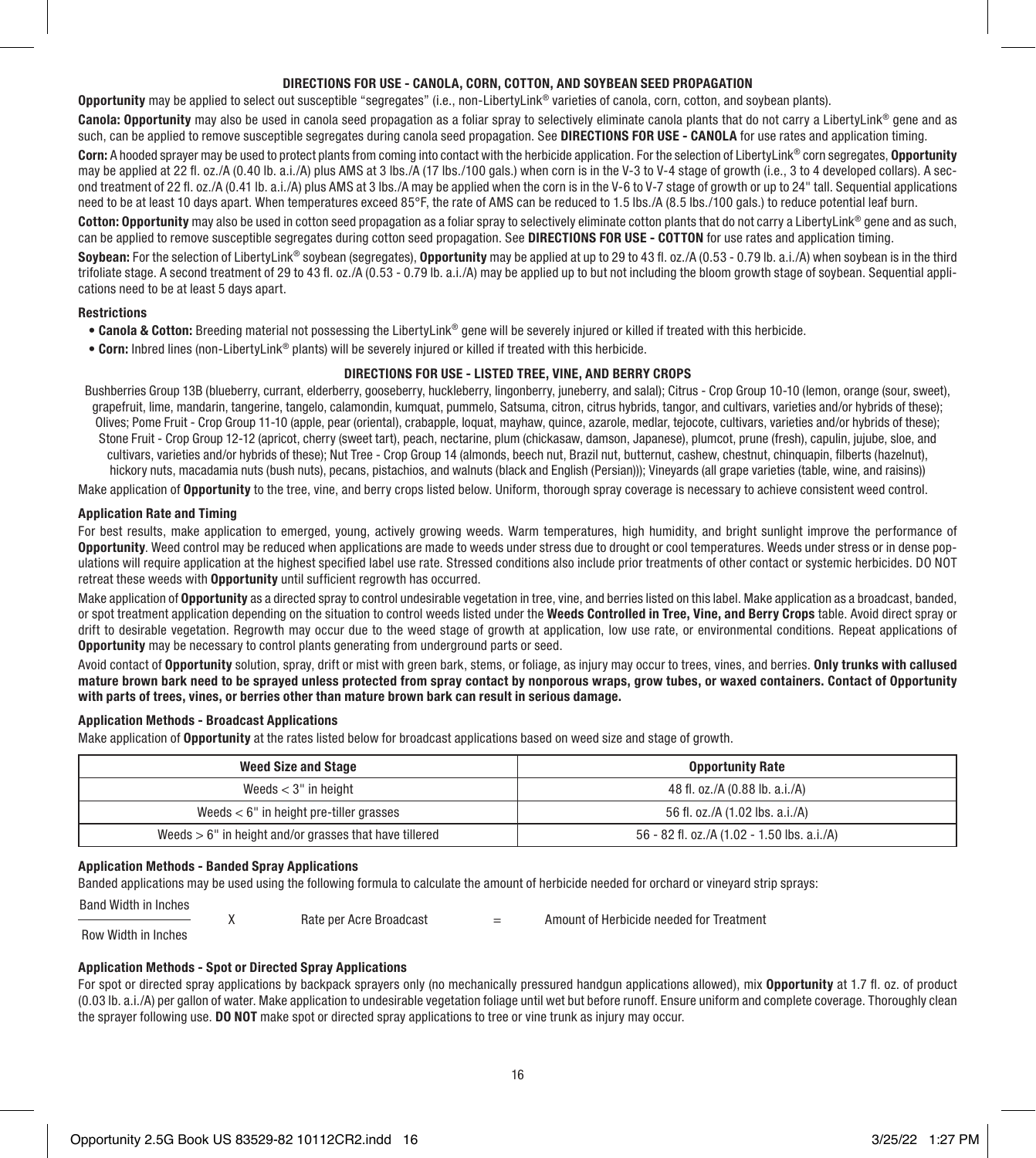## DIRECTIONS FOR USE - CANOLA, CORN, COTTON, AND SOYBEAN SEED PROPAGATION

**Opportunity** may be applied to select out susceptible "segregates" (i.e., non-LibertyLink® varieties of canola, corn, cotton, and soybean plants).

**Canola: Opportunity** may also be used in canola seed propagation as a foliar spray to selectively eliminate canola plants that do not carry a LibertyLink® gene and as such, can be applied to remove susceptible segregates during canola seed propagation. See **DIRECTIONS FOR USE - CANOLA** for use rates and application timing.

**Corn:** A hooded sprayer may be used to protect plants from coming into contact with the herbicide application. For the selection of LibertyLink® corn segregates, **Opportunity** may be applied at 22 fl. oz./A (0.40 lb. a.i./A) plus AMS at 3 lbs./A (17 lbs./100 gals.) when corn is in the V-3 to V-4 stage of growth (i.e., 3 to 4 developed collars). A second treatment of 22 fl. oz./A (0.41 lb. a.i./A) plus AMS at 3 lbs./A may be applied when the corn is in the V-6 to V-7 stage of growth or up to 24" tall. Sequential applications need to be at least 10 days apart. When temperatures exceed 85°F, the rate of AMS can be reduced to 1.5 lbs./A (8.5 lbs./100 gals.) to reduce potential leaf burn.

**Cotton: Opportunity** may also be used in cotton seed propagation as a foliar spray to selectively eliminate cotton plants that do not carry a LibertyLink® gene and as such, can be applied to remove susceptible segregates during cotton seed propagation. See **DIRECTIONS FOR USE - COTTON** for use rates and application timing.

**Soybean:** For the selection of LibertyLink® soybean (segregates), **Opportunity** may be applied at up to 29 to 43 fl. oz./A (0.53 - 0.79 lb. a.i./A) when soybean is in the third trifoliate stage. A second treatment of 29 to 43 fl. oz./A (0.53 - 0.79 lb. a.i./A) may be applied up to but not including the bloom growth stage of soybean. Sequential applications need to be at least 5 days apart.

### Restrictions

- **Canola & Cotton:** Breeding material not possessing the LibertyLink® gene will be severely injured or killed if treated with this herbicide.
- **Corn:** Inbred lines (non-LibertyLink® plants) will be severely injured or killed if treated with this herbicide.

## DIRECTIONS FOR USE - LISTED TREE, VINE, AND BERRY CROPS

Bushberries Group 13B (blueberry, currant, elderberry, gooseberry, huckleberry, lingonberry, juneberry, and salal); Citrus - Crop Group 10-10 (lemon, orange (sour, sweet), grapefruit, lime, mandarin, tangerine, tangelo, calamondin, kumquat, pummelo, Satsuma, citron, citrus hybrids, tangor, and cultivars, varieties and/or hybrids of these); Olives; Pome Fruit - Crop Group 11-10 (apple, pear (oriental), crabapple, loquat, mayhaw, quince, azarole, medlar, tejocote, cultivars, varieties and/or hybrids of these); Stone Fruit - Crop Group 12-12 (apricot, cherry (sweet tart), peach, nectarine, plum (chickasaw, damson, Japanese), plumcot, prune (fresh), capulin, jujube, sloe, and cultivars, varieties and/or hybrids of these); Nut Tree - Crop Group 14 (almonds, beech nut, Brazil nut, butternut, cashew, chestnut, chinquapin, filberts (hazelnut), hickory nuts, macadamia nuts (bush nuts), pecans, pistachios, and walnuts (black and English (Persian))); Vineyards (all grape varieties (table, wine, and raisins))

Make application of **Opportunity** to the tree, vine, and berry crops listed below. Uniform, thorough spray coverage is necessary to achieve consistent weed control.

### Application Rate and Timing

For best results, make application to emerged, young, actively growing weeds. Warm temperatures, high humidity, and bright sunlight improve the performance of **Opportunity**. Weed control may be reduced when applications are made to weeds under stress due to drought or cool temperatures. Weeds under stress or in dense populations will require application at the highest specified label use rate. Stressed conditions also include prior treatments of other contact or systemic herbicides. DO NOT retreat these weeds with **Opportunity** until sufficient regrowth has occurred.

Make application of **Opportunity** as a directed spray to control undesirable vegetation in tree, vine, and berries listed on this label. Make application as a broadcast, banded, or spot treatment application depending on the situation to control weeds listed under the **Weeds Controlled in Tree, Vine, and Berry Crops** table. Avoid direct spray or drift to desirable vegetation. Regrowth may occur due to the weed stage of growth at application, low use rate, or environmental conditions. Repeat applications of **Opportunity** may be necessary to control plants generating from underground parts or seed.

Avoid contact of **Opportunity** solution, spray, drift or mist with green bark, stems, or foliage, as injury may occur to trees, vines, and berries. **Only trunks with callused mature brown bark need to be sprayed unless protected from spray contact by nonporous wraps, grow tubes, or waxed containers. Contact of Opportunity with parts of trees, vines, or berries other than mature brown bark can result in serious damage.**

### Application Methods - Broadcast Applications

Make application of **Opportunity** at the rates listed below for broadcast applications based on weed size and stage of growth.

| Weed Size and Stage | Opportunity Rate |
|---|---|
| Weeds < 3" in height | 48 fl. oz./A (0.88 lb. a.i./A) |
| Weeds < 6" in height pre-tiller grasses | 56 fl. oz./A (1.02 lbs. a.i./A) |
| Weeds > 6" in height and/or grasses that have tillered | 56 - 82 fl. oz./A (1.02 - 1.50 lbs. a.i./A) |

### Application Methods - Banded Spray Applications

Banded applications may be used using the following formula to calculate the amount of herbicide needed for orchard or vineyard strip sprays:

$$\frac{\text{Band Width in Inches}}{\text{Row Width in Inches}} \times \text{Rate per Acre Broadcast} = \text{Amount of Herbicide needed for Treatment}$$

### Application Methods - Spot or Directed Spray Applications

For spot or directed spray applications by backpack sprayers only (no mechanically pressured handgun applications allowed), mix **Opportunity** at 1.7 fl. oz. of product (0.03 lb. a.i./A) per gallon of water. Make application to undesirable vegetation foliage until wet but before runoff. Ensure uniform and complete coverage. Thoroughly clean the sprayer following use. **DO NOT** make spot or directed spray applications to tree or vine trunk as injury may occur.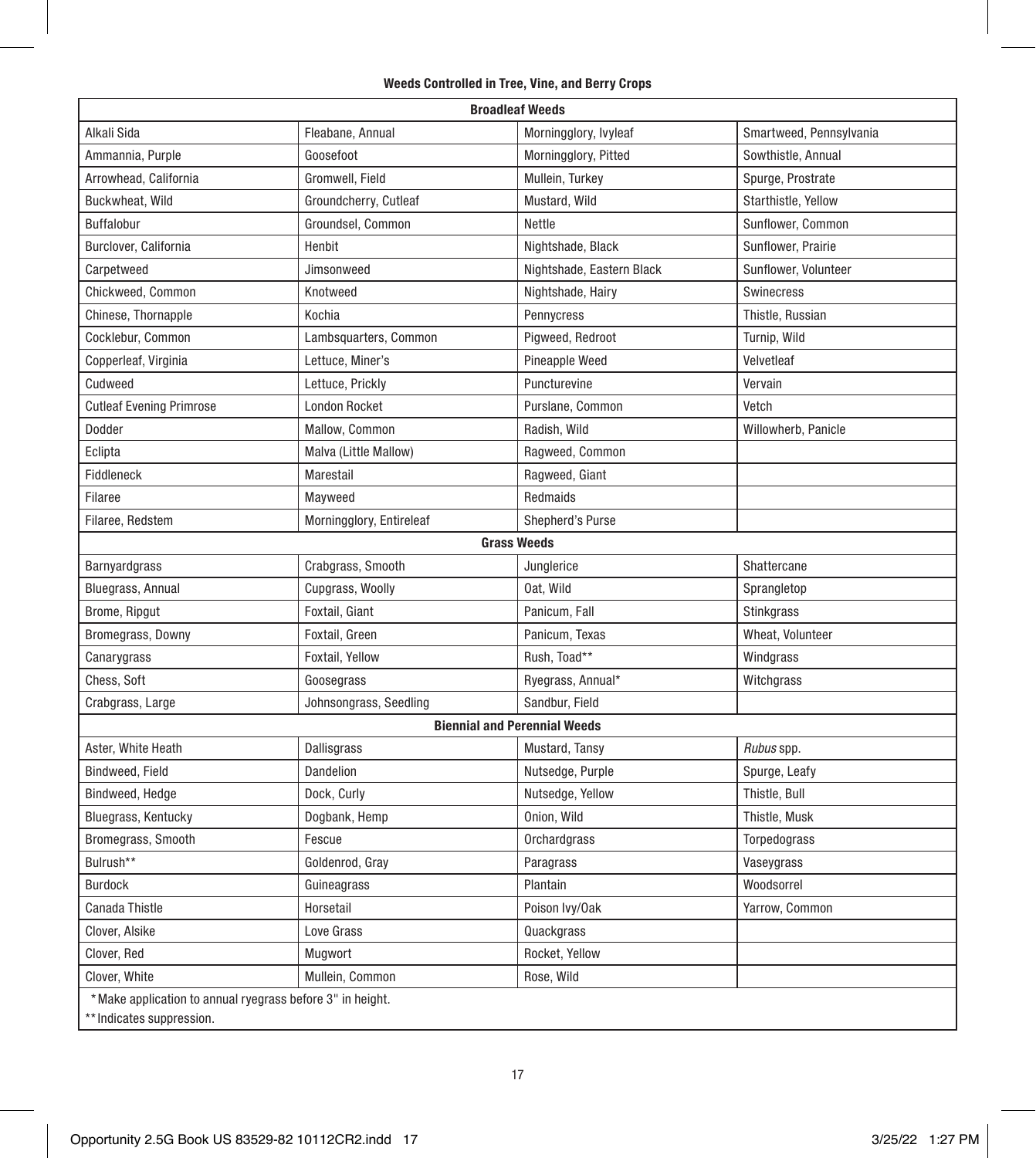**Weeds Controlled in Tree, Vine, and Berry Crops**

| **Broadleaf Weeds** | | | |
|---|---|---|---|
| Alkali Sida | Fleabane, Annual | Morningglory, Ivyleaf | Smartweed, Pennsylvania |
| Ammannia, Purple | Goosefoot | Morningglory, Pitted | Sowthistle, Annual |
| Arrowhead, California | Gromwell, Field | Mullein, Turkey | Spurge, Prostrate |
| Buckwheat, Wild | Groundcherry, Cutleaf | Mustard, Wild | Starthistle, Yellow |
| Buffalobur | Groundsel, Common | Nettle | Sunflower, Common |
| Burclover, California | Henbit | Nightshade, Black | Sunflower, Prairie |
| Carpetweed | Jimsonweed | Nightshade, Eastern Black | Sunflower, Volunteer |
| Chickweed, Common | Knotweed | Nightshade, Hairy | Swinecress |
| Chinese, Thornapple | Kochia | Pennycress | Thistle, Russian |
| Cocklebur, Common | Lambsquarters, Common | Pigweed, Redroot | Turnip, Wild |
| Copperleaf, Virginia | Lettuce, Miner's | Pineapple Weed | Velvetleaf |
| Cudweed | Lettuce, Prickly | Puncturevine | Vervain |
| Cutleaf Evening Primrose | London Rocket | Purslane, Common | Vetch |
| Dodder | Mallow, Common | Radish, Wild | Willowherb, Panicle |
| Eclipta | Malva (Little Mallow) | Ragweed, Common | |
| Fiddleneck | Marestail | Ragweed, Giant | |
| Filaree | Mayweed | Redmaids | |
| Filaree, Redstem | Morningglory, Entireleaf | Shepherd's Purse | |
| **Grass Weeds** | | | |
| Barnyardgrass | Crabgrass, Smooth | Junglerice | Shattercane |
| Bluegrass, Annual | Cupgrass, Woolly | Oat, Wild | Sprangletop |
| Brome, Ripgut | Foxtail, Giant | Panicum, Fall | Stinkgrass |
| Bromegrass, Downy | Foxtail, Green | Panicum, Texas | Wheat, Volunteer |
| Canarygrass | Foxtail, Yellow | Rush, Toad** | Windgrass |
| Chess, Soft | Goosegrass | Ryegrass, Annual* | Witchgrass |
| Crabgrass, Large | Johnsongrass, Seedling | Sandbur, Field | |
| **Biennial and Perennial Weeds** | | | |
| Aster, White Heath | Dallisgrass | Mustard, Tansy | *Rubus* spp. |
| Bindweed, Field | Dandelion | Nutsedge, Purple | Spurge, Leafy |
| Bindweed, Hedge | Dock, Curly | Nutsedge, Yellow | Thistle, Bull |
| Bluegrass, Kentucky | Dogbank, Hemp | Onion, Wild | Thistle, Musk |
| Bromegrass, Smooth | Fescue | Orchardgrass | Torpedograss |
| Bulrush** | Goldenrod, Gray | Paragrass | Vaseygrass |
| Burdock | Guineagrass | Plantain | Woodsorrel |
| Canada Thistle | Horsetail | Poison Ivy/Oak | Yarrow, Common |
| Clover, Alsike | Love Grass | Quackgrass | |
| Clover, Red | Mugwort | Rocket, Yellow | |
| Clover, White | Mullein, Common | Rose, Wild | |

*Make application to annual ryegrass before 3" in height.

**Indicates suppression.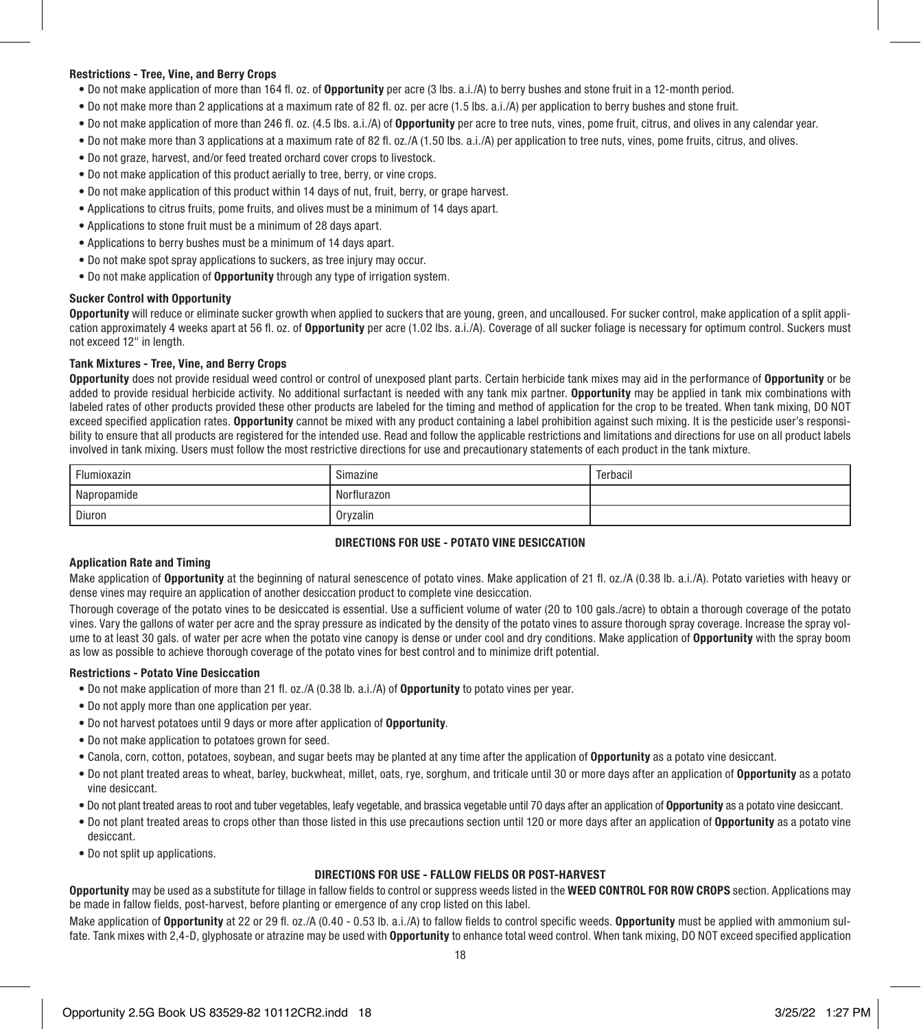#### Restrictions - Tree, Vine, and Berry Crops

- Do not make application of more than 164 fl. oz. of **Opportunity** per acre (3 lbs. a.i./A) to berry bushes and stone fruit in a 12-month period.
- Do not make more than 2 applications at a maximum rate of 82 fl. oz. per acre (1.5 lbs. a.i./A) per application to berry bushes and stone fruit.
- Do not make application of more than 246 fl. oz. (4.5 lbs. a.i./A) of **Opportunity** per acre to tree nuts, vines, pome fruit, citrus, and olives in any calendar year.
- Do not make more than 3 applications at a maximum rate of 82 fl. oz./A (1.50 lbs. a.i./A) per application to tree nuts, vines, pome fruits, citrus, and olives.
- Do not graze, harvest, and/or feed treated orchard cover crops to livestock.
- Do not make application of this product aerially to tree, berry, or vine crops.
- Do not make application of this product within 14 days of nut, fruit, berry, or grape harvest.
- Applications to citrus fruits, pome fruits, and olives must be a minimum of 14 days apart.
- Applications to stone fruit must be a minimum of 28 days apart.
- Applications to berry bushes must be a minimum of 14 days apart.
- Do not make spot spray applications to suckers, as tree injury may occur.
- Do not make application of **Opportunity** through any type of irrigation system.

#### Sucker Control with Opportunity

**Opportunity** will reduce or eliminate sucker growth when applied to suckers that are young, green, and uncalloused. For sucker control, make application of a split application approximately 4 weeks apart at 56 fl. oz. of **Opportunity** per acre (1.02 lbs. a.i./A). Coverage of all sucker foliage is necessary for optimum control. Suckers must not exceed 12" in length.

#### Tank Mixtures - Tree, Vine, and Berry Crops

**Opportunity** does not provide residual weed control or control of unexposed plant parts. Certain herbicide tank mixes may aid in the performance of **Opportunity** or be added to provide residual herbicide activity. No additional surfactant is needed with any tank mix partner. **Opportunity** may be applied in tank mix combinations with labeled rates of other products provided these other products are labeled for the timing and method of application for the crop to be treated. When tank mixing, DO NOT exceed specified application rates. **Opportunity** cannot be mixed with any product containing a label prohibition against such mixing. It is the pesticide user's responsibility to ensure that all products are registered for the intended use. Read and follow the applicable restrictions and limitations and directions for use on all product labels involved in tank mixing. Users must follow the most restrictive directions for use and precautionary statements of each product in the tank mixture.

| | | |
|---|---|---|
| Flumioxazin | Simazine | Terbacil |
| Napropamide | Norflurazon | |
| Diuron | Oryzalin | |

### DIRECTIONS FOR USE - POTATO VINE DESICCATION

#### Application Rate and Timing

Make application of **Opportunity** at the beginning of natural senescence of potato vines. Make application of 21 fl. oz./A (0.38 lb. a.i./A). Potato varieties with heavy or dense vines may require an application of another desiccation product to complete vine desiccation.

Thorough coverage of the potato vines to be desiccated is essential. Use a sufficient volume of water (20 to 100 gals./acre) to obtain a thorough coverage of the potato vines. Vary the gallons of water per acre and the spray pressure as indicated by the density of the potato vines to assure thorough spray coverage. Increase the spray volume to at least 30 gals. of water per acre when the potato vine canopy is dense or under cool and dry conditions. Make application of **Opportunity** with the spray boom as low as possible to achieve thorough coverage of the potato vines for best control and to minimize drift potential.

#### Restrictions - Potato Vine Desiccation

- Do not make application of more than 21 fl. oz./A (0.38 lb. a.i./A) of **Opportunity** to potato vines per year.
- Do not apply more than one application per year.
- Do not harvest potatoes until 9 days or more after application of **Opportunity**.
- Do not make application to potatoes grown for seed.
- Canola, corn, cotton, potatoes, soybean, and sugar beets may be planted at any time after the application of **Opportunity** as a potato vine desiccant.
- Do not plant treated areas to wheat, barley, buckwheat, millet, oats, rye, sorghum, and triticale until 30 or more days after an application of **Opportunity** as a potato vine desiccant.
- Do not plant treated areas to root and tuber vegetables, leafy vegetable, and brassica vegetable until 70 days after an application of **Opportunity** as a potato vine desiccant.
- Do not plant treated areas to crops other than those listed in this use precautions section until 120 or more days after an application of **Opportunity** as a potato vine desiccant.
- Do not split up applications.

### DIRECTIONS FOR USE - FALLOW FIELDS OR POST-HARVEST

**Opportunity** may be used as a substitute for tillage in fallow fields to control or suppress weeds listed in the **WEED CONTROL FOR ROW CROPS** section. Applications may be made in fallow fields, post-harvest, before planting or emergence of any crop listed on this label.

Make application of **Opportunity** at 22 or 29 fl. oz./A (0.40 - 0.53 lb. a.i./A) to fallow fields to control specific weeds. **Opportunity** must be applied with ammonium sulfate. Tank mixes with 2,4-D, glyphosate or atrazine may be used with **Opportunity** to enhance total weed control. When tank mixing, DO NOT exceed specified application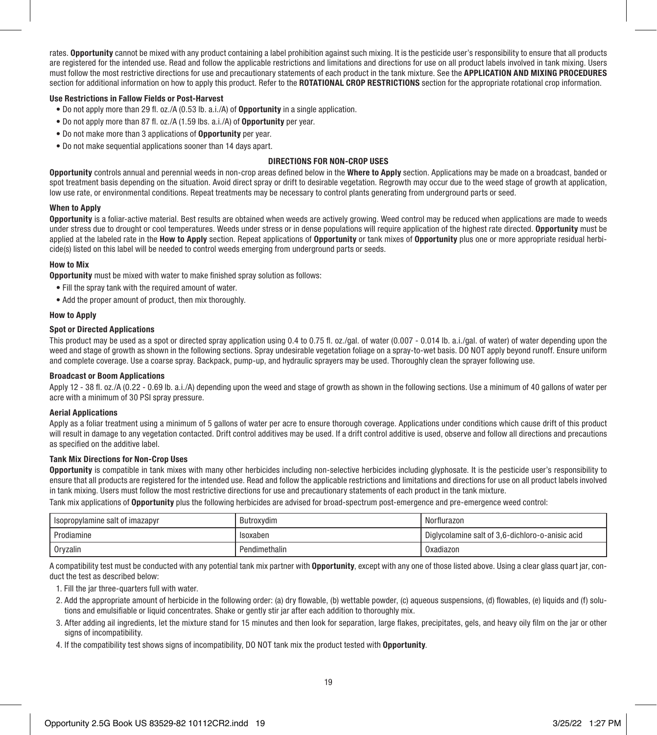rates. **Opportunity** cannot be mixed with any product containing a label prohibition against such mixing. It is the pesticide user's responsibility to ensure that all products are registered for the intended use. Read and follow the applicable restrictions and limitations and directions for use on all product labels involved in tank mixing. Users must follow the most restrictive directions for use and precautionary statements of each product in the tank mixture. See the **APPLICATION AND MIXING PROCEDURES** section for additional information on how to apply this product. Refer to the **ROTATIONAL CROP RESTRICTIONS** section for the appropriate rotational crop information.

**Use Restrictions in Fallow Fields or Post-Harvest**

- Do not apply more than 29 fl. oz./A (0.53 lb. a.i./A) of **Opportunity** in a single application.
- Do not apply more than 87 fl. oz./A (1.59 lbs. a.i./A) of **Opportunity** per year.
- Do not make more than 3 applications of **Opportunity** per year.
- Do not make sequential applications sooner than 14 days apart.

## DIRECTIONS FOR NON-CROP USES

**Opportunity** controls annual and perennial weeds in non-crop areas defined below in the **Where to Apply** section. Applications may be made on a broadcast, banded or spot treatment basis depending on the situation. Avoid direct spray or drift to desirable vegetation. Regrowth may occur due to the weed stage of growth at application, low use rate, or environmental conditions. Repeat treatments may be necessary to control plants generating from underground parts or seed.

**When to Apply**

**Opportunity** is a foliar-active material. Best results are obtained when weeds are actively growing. Weed control may be reduced when applications are made to weeds under stress due to drought or cool temperatures. Weeds under stress or in dense populations will require application of the highest rate directed. **Opportunity** must be applied at the labeled rate in the **How to Apply** section. Repeat applications of **Opportunity** or tank mixes of **Opportunity** plus one or more appropriate residual herbicide(s) listed on this label will be needed to control weeds emerging from underground parts or seeds.

**How to Mix**

**Opportunity** must be mixed with water to make finished spray solution as follows:

- Fill the spray tank with the required amount of water.
- Add the proper amount of product, then mix thoroughly.

**How to Apply**

**Spot or Directed Applications**

This product may be used as a spot or directed spray application using 0.4 to 0.75 fl. oz./gal. of water (0.007 - 0.014 lb. a.i./gal. of water) of water depending upon the weed and stage of growth as shown in the following sections. Spray undesirable vegetation foliage on a spray-to-wet basis. DO NOT apply beyond runoff. Ensure uniform and complete coverage. Use a coarse spray. Backpack, pump-up, and hydraulic sprayers may be used. Thoroughly clean the sprayer following use.

**Broadcast or Boom Applications**

Apply 12 - 38 fl. oz./A (0.22 - 0.69 lb. a.i./A) depending upon the weed and stage of growth as shown in the following sections. Use a minimum of 40 gallons of water per acre with a minimum of 30 PSI spray pressure.

**Aerial Applications**

Apply as a foliar treatment using a minimum of 5 gallons of water per acre to ensure thorough coverage. Applications under conditions which cause drift of this product will result in damage to any vegetation contacted. Drift control additives may be used. If a drift control additive is used, observe and follow all directions and precautions as specified on the additive label.

**Tank Mix Directions for Non-Crop Uses**

**Opportunity** is compatible in tank mixes with many other herbicides including non-selective herbicides including glyphosate. It is the pesticide user's responsibility to ensure that all products are registered for the intended use. Read and follow the applicable restrictions and limitations and directions for use on all product labels involved in tank mixing. Users must follow the most restrictive directions for use and precautionary statements of each product in the tank mixture.

Tank mix applications of **Opportunity** plus the following herbicides are advised for broad-spectrum post-emergence and pre-emergence weed control:

| | | |
|---|---|---|
| Isopropylamine salt of imazapyr | Butroxydim | Norflurazon |
| Prodiamine | Isoxaben | Diglycolamine salt of 3,6-dichloro-o-anisic acid |
| Oryzalin | Pendimethalin | Oxadiazon |

A compatibility test must be conducted with any potential tank mix partner with **Opportunity**, except with any one of those listed above. Using a clear glass quart jar, conduct the test as described below:

1. Fill the jar three-quarters full with water.
2. Add the appropriate amount of herbicide in the following order: (a) dry flowable, (b) wettable powder, (c) aqueous suspensions, (d) flowables, (e) liquids and (f) solutions and emulsifiable or liquid concentrates. Shake or gently stir jar after each addition to thoroughly mix.
3. After adding ail ingredients, let the mixture stand for 15 minutes and then look for separation, large flakes, precipitates, gels, and heavy oily film on the jar or other signs of incompatibility.
4. If the compatibility test shows signs of incompatibility, DO NOT tank mix the product tested with **Opportunity**.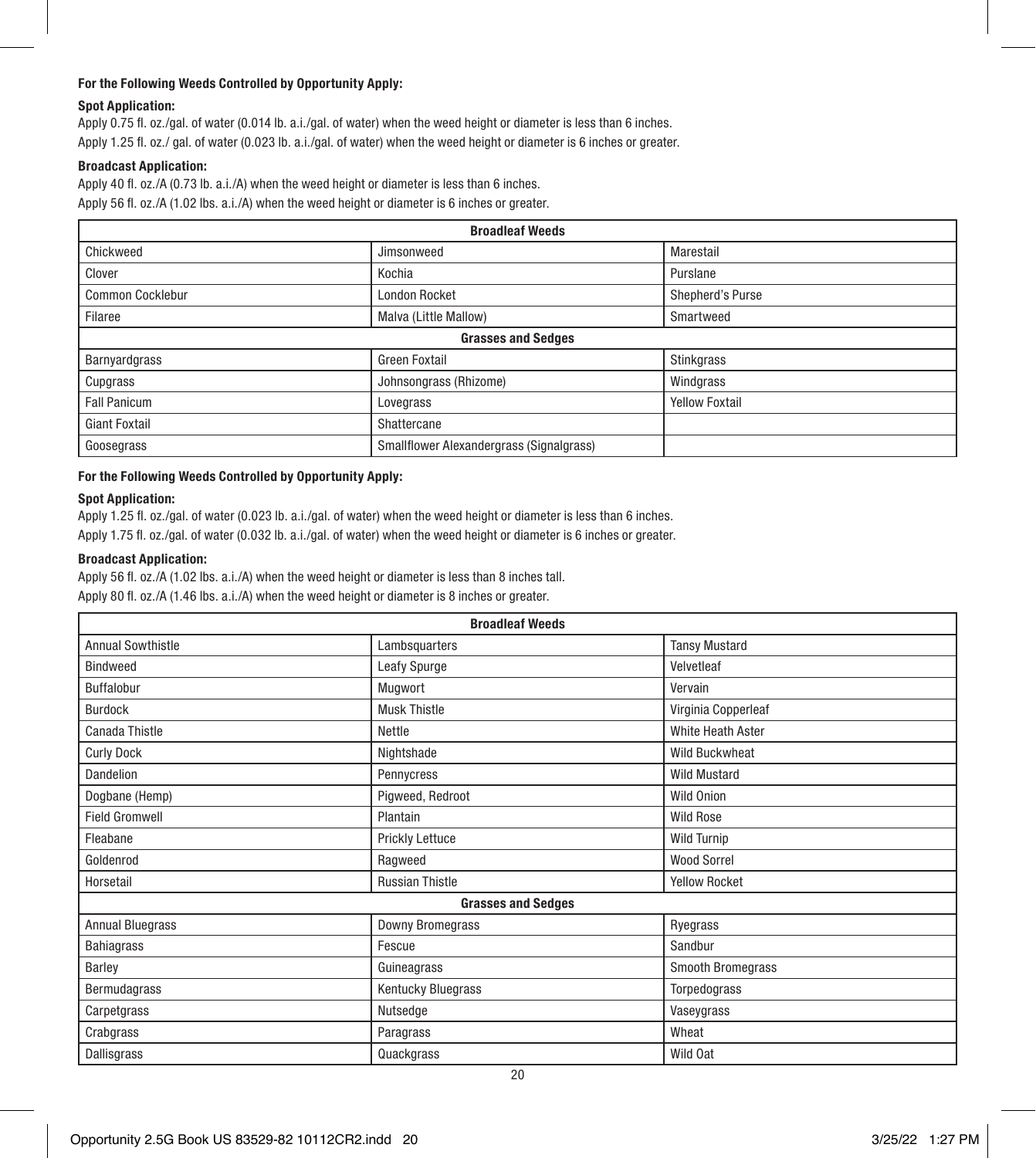**For the Following Weeds Controlled by Opportunity Apply:**

**Spot Application:**

Apply 0.75 fl. oz./gal. of water (0.014 lb. a.i./gal. of water) when the weed height or diameter is less than 6 inches.

Apply 1.25 fl. oz./ gal. of water (0.023 lb. a.i./gal. of water) when the weed height or diameter is 6 inches or greater.

**Broadcast Application:**

Apply 40 fl. oz./A (0.73 lb. a.i./A) when the weed height or diameter is less than 6 inches.

Apply 56 fl. oz./A (1.02 lbs. a.i./A) when the weed height or diameter is 6 inches or greater.

| **Broadleaf Weeds** | | |
|---|---|---|
| Chickweed | Jimsonweed | Marestail |
| Clover | Kochia | Purslane |
| Common Cocklebur | London Rocket | Shepherd's Purse |
| Filaree | Malva (Little Mallow) | Smartweed |
| **Grasses and Sedges** | | |
| Barnyardgrass | Green Foxtail | Stinkgrass |
| Cupgrass | Johnsongrass (Rhizome) | Windgrass |
| Fall Panicum | Lovegrass | Yellow Foxtail |
| Giant Foxtail | Shattercane | |
| Goosegrass | Smallflower Alexandergrass (Signalgrass) | |

**For the Following Weeds Controlled by Opportunity Apply:**

**Spot Application:**

Apply 1.25 fl. oz./gal. of water (0.023 lb. a.i./gal. of water) when the weed height or diameter is less than 6 inches.

Apply 1.75 fl. oz./gal. of water (0.032 lb. a.i./gal. of water) when the weed height or diameter is 6 inches or greater.

**Broadcast Application:**

Apply 56 fl. oz./A (1.02 lbs. a.i./A) when the weed height or diameter is less than 8 inches tall.

Apply 80 fl. oz./A (1.46 lbs. a.i./A) when the weed height or diameter is 8 inches or greater.

| **Broadleaf Weeds** | | |
|---|---|---|
| Annual Sowthistle | Lambsquarters | Tansy Mustard |
| Bindweed | Leafy Spurge | Velvetleaf |
| Buffalobur | Mugwort | Vervain |
| Burdock | Musk Thistle | Virginia Copperleaf |
| Canada Thistle | Nettle | White Heath Aster |
| Curly Dock | Nightshade | Wild Buckwheat |
| Dandelion | Pennycress | Wild Mustard |
| Dogbane (Hemp) | Pigweed, Redroot | Wild Onion |
| Field Gromwell | Plantain | Wild Rose |
| Fleabane | Prickly Lettuce | Wild Turnip |
| Goldenrod | Ragweed | Wood Sorrel |
| Horsetail | Russian Thistle | Yellow Rocket |
| **Grasses and Sedges** | | |
| Annual Bluegrass | Downy Bromegrass | Ryegrass |
| Bahiagrass | Fescue | Sandbur |
| Barley | Guineagrass | Smooth Bromegrass |
| Bermudagrass | Kentucky Bluegrass | Torpedograss |
| Carpetgrass | Nutsedge | Vaseygrass |
| Crabgrass | Paragrass | Wheat |
| Dallisgrass | Quackgrass | Wild Oat |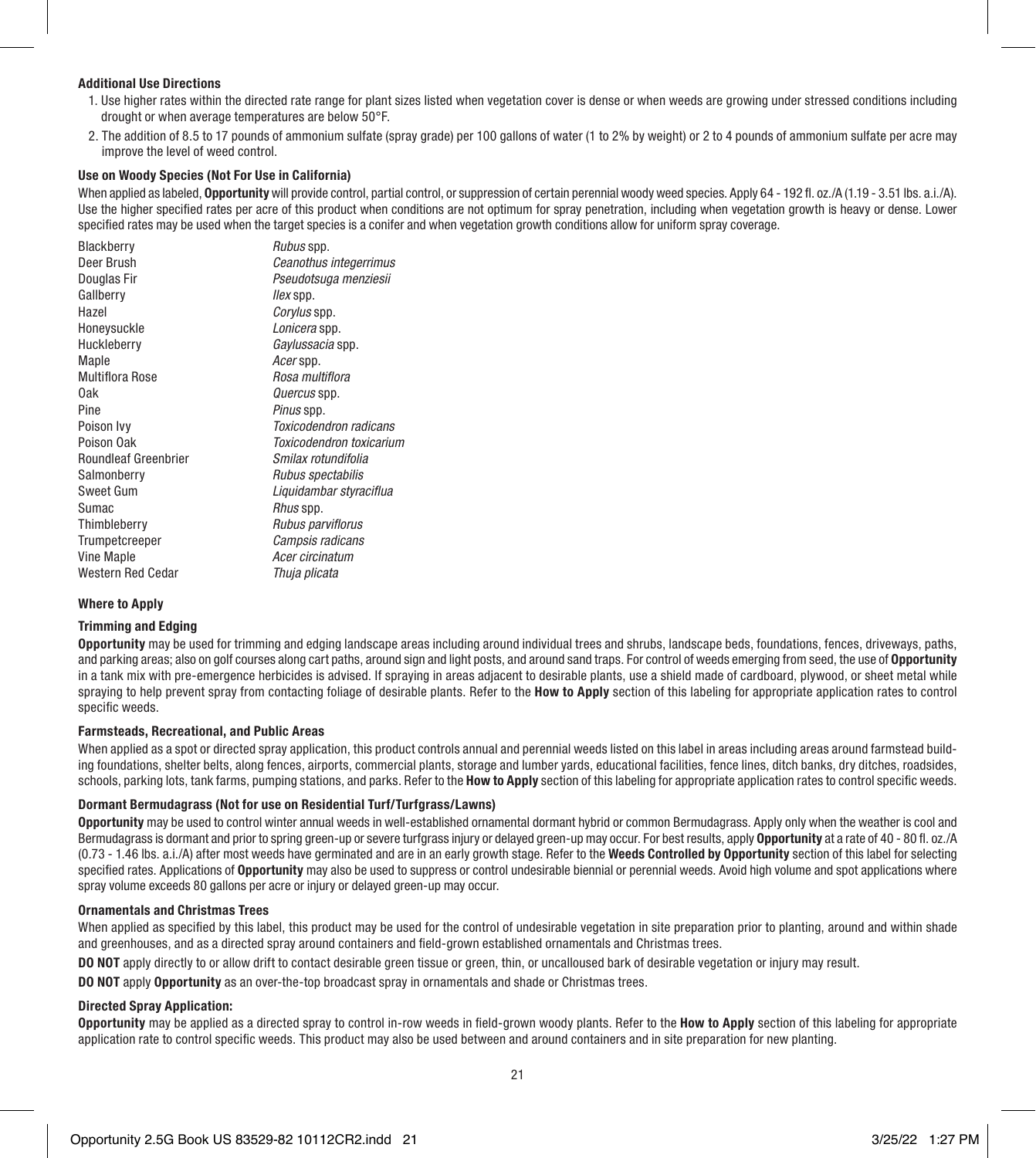#### Additional Use Directions

1. Use higher rates within the directed rate range for plant sizes listed when vegetation cover is dense or when weeds are growing under stressed conditions including drought or when average temperatures are below 50°F.
2. The addition of 8.5 to 17 pounds of ammonium sulfate (spray grade) per 100 gallons of water (1 to 2% by weight) or 2 to 4 pounds of ammonium sulfate per acre may improve the level of weed control.

#### Use on Woody Species (Not For Use in California)

When applied as labeled, **Opportunity** will provide control, partial control, or suppression of certain perennial woody weed species. Apply 64 - 192 fl. oz./A (1.19 - 3.51 lbs. a.i./A). Use the higher specified rates per acre of this product when conditions are not optimum for spray penetration, including when vegetation growth is heavy or dense. Lower specified rates may be used when the target species is a conifer and when vegetation growth conditions allow for uniform spray coverage.

| | |
|---|---|
| Blackberry | *Rubus* spp. |
| Deer Brush | *Ceanothus integerrimus* |
| Douglas Fir | *Pseudotsuga menziesii* |
| Gallberry | *Ilex* spp. |
| Hazel | *Corylus* spp. |
| Honeysuckle | *Lonicera* spp. |
| Huckleberry | *Gaylussacia* spp. |
| Maple | *Acer* spp. |
| Multiflora Rose | *Rosa multiflora* |
| Oak | *Quercus* spp. |
| Pine | *Pinus* spp. |
| Poison Ivy | *Toxicodendron radicans* |
| Poison Oak | *Toxicodendron toxicarium* |
| Roundleaf Greenbrier | *Smilax rotundifolia* |
| Salmonberry | *Rubus spectabilis* |
| Sweet Gum | *Liquidambar styraciflua* |
| Sumac | *Rhus* spp. |
| Thimbleberry | *Rubus parviflorus* |
| Trumpetcreeper | *Campsis radicans* |
| Vine Maple | *Acer circinatum* |
| Western Red Cedar | *Thuja plicata* |

#### Where to Apply

#### Trimming and Edging

**Opportunity** may be used for trimming and edging landscape areas including around individual trees and shrubs, landscape beds, foundations, fences, driveways, paths, and parking areas; also on golf courses along cart paths, around sign and light posts, and around sand traps. For control of weeds emerging from seed, the use of **Opportunity** in a tank mix with pre-emergence herbicides is advised. If spraying in areas adjacent to desirable plants, use a shield made of cardboard, plywood, or sheet metal while spraying to help prevent spray from contacting foliage of desirable plants. Refer to the **How to Apply** section of this labeling for appropriate application rates to control specific weeds.

#### Farmsteads, Recreational, and Public Areas

When applied as a spot or directed spray application, this product controls annual and perennial weeds listed on this label in areas including areas around farmstead building foundations, shelter belts, along fences, airports, commercial plants, storage and lumber yards, educational facilities, fence lines, ditch banks, dry ditches, roadsides, schools, parking lots, tank farms, pumping stations, and parks. Refer to the **How to Apply** section of this labeling for appropriate application rates to control specific weeds.

#### Dormant Bermudagrass (Not for use on Residential Turf/Turfgrass/Lawns)

**Opportunity** may be used to control winter annual weeds in well-established ornamental dormant hybrid or common Bermudagrass. Apply only when the weather is cool and Bermudagrass is dormant and prior to spring green-up or severe turfgrass injury or delayed green-up may occur. For best results, apply **Opportunity** at a rate of 40 - 80 fl. oz./A (0.73 - 1.46 lbs. a.i./A) after most weeds have germinated and are in an early growth stage. Refer to the **Weeds Controlled by Opportunity** section of this label for selecting specified rates. Applications of **Opportunity** may also be used to suppress or control undesirable biennial or perennial weeds. Avoid high volume and spot applications where spray volume exceeds 80 gallons per acre or injury or delayed green-up may occur.

#### Ornamentals and Christmas Trees

When applied as specified by this label, this product may be used for the control of undesirable vegetation in site preparation prior to planting, around and within shade and greenhouses, and as a directed spray around containers and field-grown established ornamentals and Christmas trees.

**DO NOT** apply directly to or allow drift to contact desirable green tissue or green, thin, or uncalloused bark of desirable vegetation or injury may result.

**DO NOT** apply **Opportunity** as an over-the-top broadcast spray in ornamentals and shade or Christmas trees.

#### Directed Spray Application:

**Opportunity** may be applied as a directed spray to control in-row weeds in field-grown woody plants. Refer to the **How to Apply** section of this labeling for appropriate application rate to control specific weeds. This product may also be used between and around containers and in site preparation for new planting.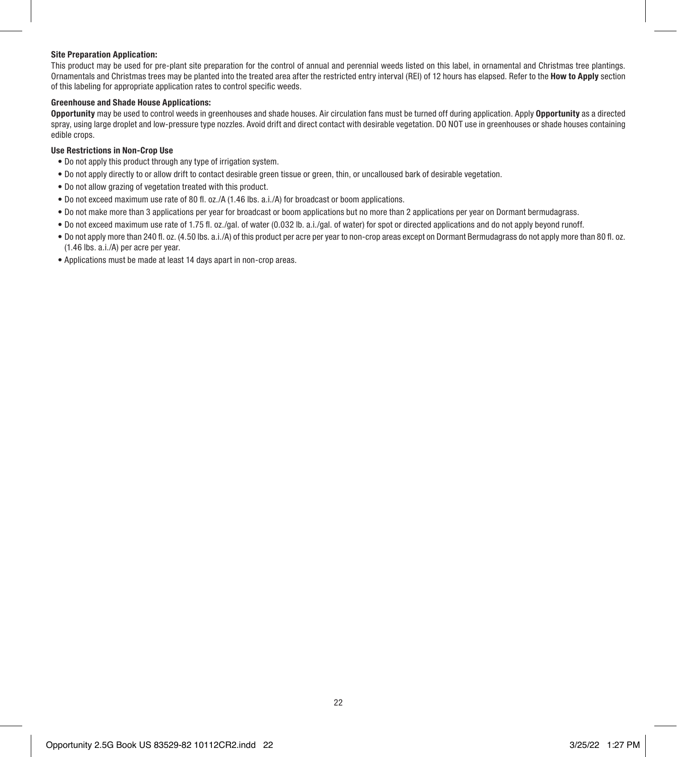**Site Preparation Application:**

This product may be used for pre-plant site preparation for the control of annual and perennial weeds listed on this label, in ornamental and Christmas tree plantings. Ornamentals and Christmas trees may be planted into the treated area after the restricted entry interval (REI) of 12 hours has elapsed. Refer to the **How to Apply** section of this labeling for appropriate application rates to control specific weeds.

**Greenhouse and Shade House Applications:**

**Opportunity** may be used to control weeds in greenhouses and shade houses. Air circulation fans must be turned off during application. Apply **Opportunity** as a directed spray, using large droplet and low-pressure type nozzles. Avoid drift and direct contact with desirable vegetation. DO NOT use in greenhouses or shade houses containing edible crops.

**Use Restrictions in Non-Crop Use**

- Do not apply this product through any type of irrigation system.
- Do not apply directly to or allow drift to contact desirable green tissue or green, thin, or uncalloused bark of desirable vegetation.
- Do not allow grazing of vegetation treated with this product.
- Do not exceed maximum use rate of 80 fl. oz./A (1.46 lbs. a.i./A) for broadcast or boom applications.
- Do not make more than 3 applications per year for broadcast or boom applications but no more than 2 applications per year on Dormant bermudagrass.
- Do not exceed maximum use rate of 1.75 fl. oz./gal. of water (0.032 lb. a.i./gal. of water) for spot or directed applications and do not apply beyond runoff.
- Do not apply more than 240 fl. oz. (4.50 lbs. a.i./A) of this product per acre per year to non-crop areas except on Dormant Bermudagrass do not apply more than 80 fl. oz. (1.46 lbs. a.i./A) per acre per year.
- Applications must be made at least 14 days apart in non-crop areas.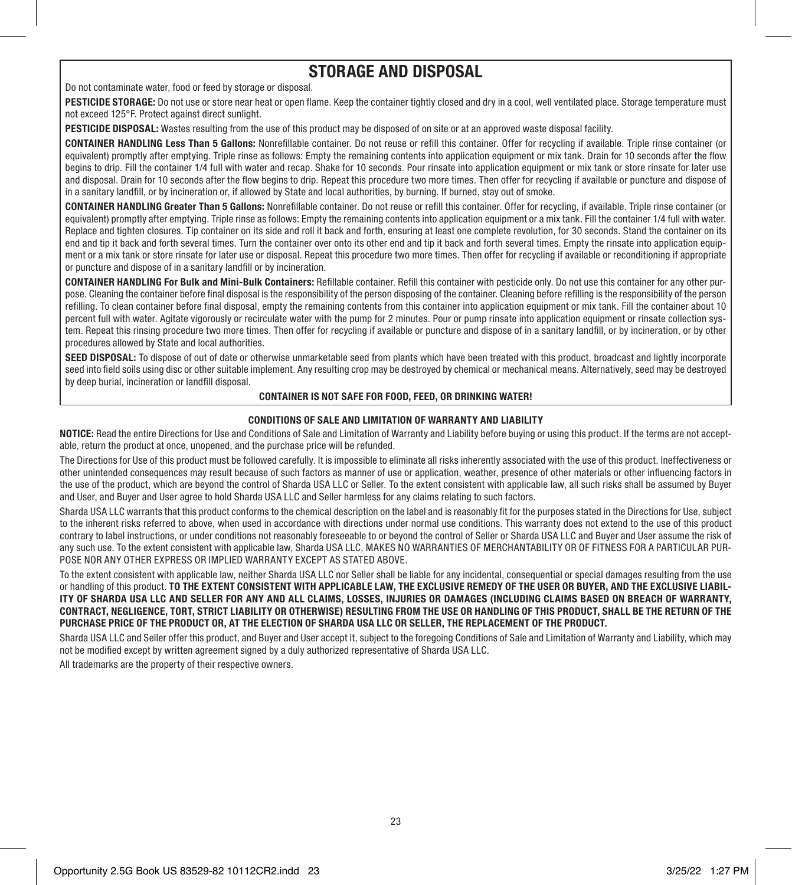## STORAGE AND DISPOSAL

Do not contaminate water, food or feed by storage or disposal.

**PESTICIDE STORAGE:** Do not use or store near heat or open flame. Keep the container tightly closed and dry in a cool, well ventilated place. Storage temperature must not exceed 125°F. Protect against direct sunlight.

**PESTICIDE DISPOSAL:** Wastes resulting from the use of this product may be disposed of on site or at an approved waste disposal facility.

**CONTAINER HANDLING Less Than 5 Gallons:** Nonrefillable container. Do not reuse or refill this container. Offer for recycling if available. Triple rinse container (or equivalent) promptly after emptying. Triple rinse as follows: Empty the remaining contents into application equipment or mix tank. Drain for 10 seconds after the flow begins to drip. Fill the container 1/4 full with water and recap. Shake for 10 seconds. Pour rinsate into application equipment or mix tank or store rinsate for later use and disposal. Drain for 10 seconds after the flow begins to drip. Repeat this procedure two more times. Then offer for recycling if available or puncture and dispose of in a sanitary landfill, or by incineration or, if allowed by State and local authorities, by burning. If burned, stay out of smoke.

**CONTAINER HANDLING Greater Than 5 Gallons:** Nonrefillable container. Do not reuse or refill this container. Offer for recycling, if available. Triple rinse container (or equivalent) promptly after emptying. Triple rinse as follows: Empty the remaining contents into application equipment or a mix tank. Fill the container 1/4 full with water. Replace and tighten closures. Tip container on its side and roll it back and forth, ensuring at least one complete revolution, for 30 seconds. Stand the container on its end and tip it back and forth several times. Turn the container over onto its other end and tip it back and forth several times. Empty the rinsate into application equipment or a mix tank or store rinsate for later use or disposal. Repeat this procedure two more times. Then offer for recycling if available or reconditioning if appropriate or puncture and dispose of in a sanitary landfill or by incineration.

**CONTAINER HANDLING For Bulk and Mini-Bulk Containers:** Refillable container. Refill this container with pesticide only. Do not use this container for any other purpose. Cleaning the container before final disposal is the responsibility of the person disposing of the container. Cleaning before refilling is the responsibility of the person refilling. To clean container before final disposal, empty the remaining contents from this container into application equipment or mix tank. Fill the container about 10 percent full with water. Agitate vigorously or recirculate water with the pump for 2 minutes. Pour or pump rinsate into application equipment or rinsate collection system. Repeat this rinsing procedure two more times. Then offer for recycling if available or puncture and dispose of in a sanitary landfill, or by incineration, or by other procedures allowed by State and local authorities.

**SEED DISPOSAL:** To dispose of out of date or otherwise unmarketable seed from plants which have been treated with this product, broadcast and lightly incorporate seed into field soils using disc or other suitable implement. Any resulting crop may be destroyed by chemical or mechanical means. Alternatively, seed may be destroyed by deep burial, incineration or landfill disposal.

**CONTAINER IS NOT SAFE FOR FOOD, FEED, OR DRINKING WATER!**

### CONDITIONS OF SALE AND LIMITATION OF WARRANTY AND LIABILITY

**NOTICE:** Read the entire Directions for Use and Conditions of Sale and Limitation of Warranty and Liability before buying or using this product. If the terms are not acceptable, return the product at once, unopened, and the purchase price will be refunded.

The Directions for Use of this product must be followed carefully. It is impossible to eliminate all risks inherently associated with the use of this product. Ineffectiveness or other unintended consequences may result because of such factors as manner of use or application, weather, presence of other materials or other influencing factors in the use of the product, which are beyond the control of Sharda USA LLC or Seller. To the extent consistent with applicable law, all such risks shall be assumed by Buyer and User, and Buyer and User agree to hold Sharda USA LLC and Seller harmless for any claims relating to such factors.

Sharda USA LLC warrants that this product conforms to the chemical description on the label and is reasonably fit for the purposes stated in the Directions for Use, subject to the inherent risks referred to above, when used in accordance with directions under normal use conditions. This warranty does not extend to the use of this product contrary to label instructions, or under conditions not reasonably foreseeable to or beyond the control of Seller or Sharda USA LLC and Buyer and User assume the risk of any such use. To the extent consistent with applicable law, Sharda USA LLC, MAKES NO WARRANTIES OF MERCHANTABILITY OR OF FITNESS FOR A PARTICULAR PURPOSE NOR ANY OTHER EXPRESS OR IMPLIED WARRANTY EXCEPT AS STATED ABOVE.

To the extent consistent with applicable law, neither Sharda USA LLC nor Seller shall be liable for any incidental, consequential or special damages resulting from the use or handling of this product. **TO THE EXTENT CONSISTENT WITH APPLICABLE LAW, THE EXCLUSIVE REMEDY OF THE USER OR BUYER, AND THE EXCLUSIVE LIABILITY OF SHARDA USA LLC AND SELLER FOR ANY AND ALL CLAIMS, LOSSES, INJURIES OR DAMAGES (INCLUDING CLAIMS BASED ON BREACH OF WARRANTY, CONTRACT, NEGLIGENCE, TORT, STRICT LIABILITY OR OTHERWISE) RESULTING FROM THE USE OR HANDLING OF THIS PRODUCT, SHALL BE THE RETURN OF THE PURCHASE PRICE OF THE PRODUCT OR, AT THE ELECTION OF SHARDA USA LLC OR SELLER, THE REPLACEMENT OF THE PRODUCT.**

Sharda USA LLC and Seller offer this product, and Buyer and User accept it, subject to the foregoing Conditions of Sale and Limitation of Warranty and Liability, which may not be modified except by written agreement signed by a duly authorized representative of Sharda USA LLC.

All trademarks are the property of their respective owners.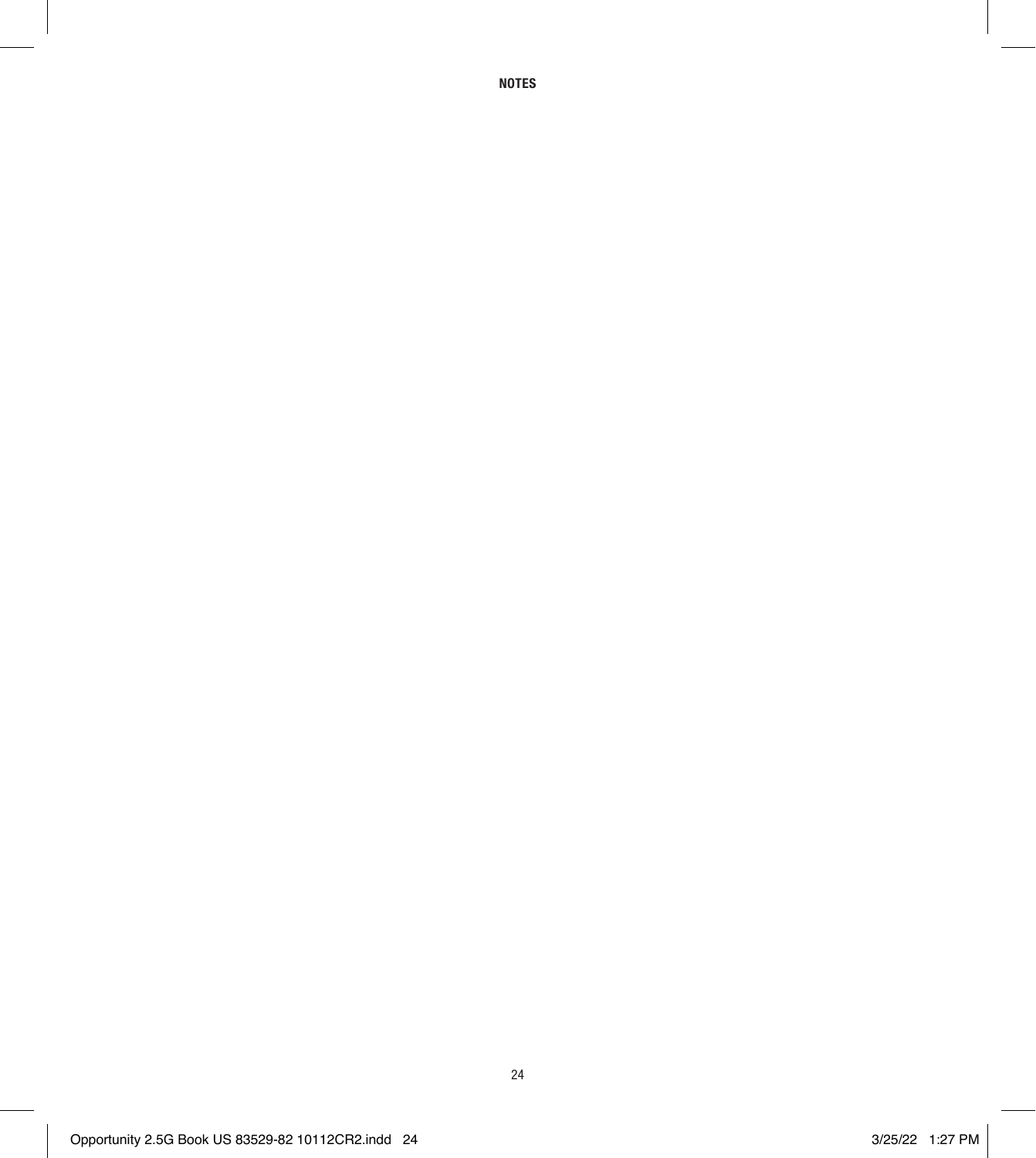**NOTES**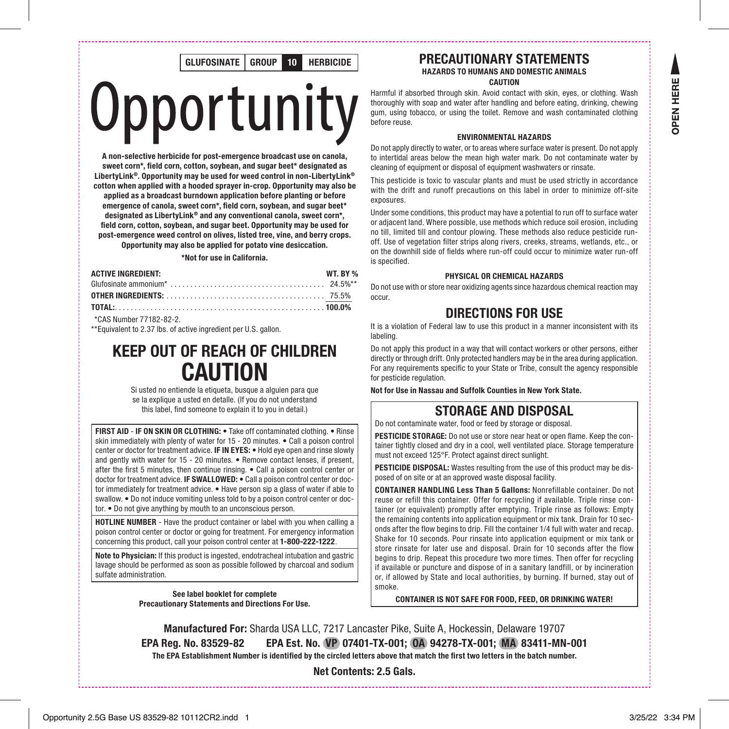GLUFOSINATE | GROUP 10 | HERBICIDE

# Opportunity

**A non-selective herbicide for post-emergence broadcast use on canola, sweet corn*, field corn, cotton, soybean, and sugar beet* designated as LibertyLink®. Opportunity may be used for weed control in non-LibertyLink® cotton when applied with a hooded sprayer in-crop. Opportunity may also be applied as a broadcast burndown application before planting or before emergence of canola, sweet corn*, field corn, soybean, and sugar beet* designated as LibertyLink® and any conventional canola, sweet corn*, field corn, cotton, soybean, and sugar beet. Opportunity may be used for post-emergence weed control on olives, listed tree, vine, and berry crops. Opportunity may also be applied for potato vine desiccation.**

**\*Not for use in California.**

| ACTIVE INGREDIENT: | WT. BY % |
|---|---|
| Glufosinate ammonium* | 24.5%** |
| **OTHER INGREDIENTS:** | 75.5% |
| **TOTAL:** | **100.0%** |

*CAS Number 77182-82-2.

**Equivalent to 2.37 lbs. of active ingredient per U.S. gallon.

## KEEP OUT OF REACH OF CHILDREN
## CAUTION

Si usted no entiende la etiqueta, busque a alguien para que se la explique a usted en detalle. (If you do not understand this label, find someone to explain it to you in detail.)

**FIRST AID** - **IF ON SKIN OR CLOTHING:** • Take off contaminated clothing. • Rinse skin immediately with plenty of water for 15 - 20 minutes. • Call a poison control center or doctor for treatment advice. **IF IN EYES:** • Hold eye open and rinse slowly and gently with water for 15 - 20 minutes. • Remove contact lenses, if present, after the first 5 minutes, then continue rinsing. • Call a poison control center or doctor for treatment advice. **IF SWALLOWED:** • Call a poison control center or doctor immediately for treatment advice. • Have person sip a glass of water if able to swallow. • Do not induce vomiting unless told to by a poison control center or doctor. • Do not give anything by mouth to an unconscious person.

**HOTLINE NUMBER** - Have the product container or label with you when calling a poison control center or doctor or going for treatment. For emergency information concerning this product, call your poison control center at **1-800-222-1222**.

**Note to Physician:** If this product is ingested, endotracheal intubation and gastric lavage should be performed as soon as possible followed by charcoal and sodium sulfate administration.

**See label booklet for complete Precautionary Statements and Directions For Use.**

## PRECAUTIONARY STATEMENTS

### HAZARDS TO HUMANS AND DOMESTIC ANIMALS

**CAUTION**

Harmful if absorbed through skin. Avoid contact with skin, eyes, or clothing. Wash thoroughly with soap and water after handling and before eating, drinking, chewing gum, using tobacco, or using the toilet. Remove and wash contaminated clothing before reuse.

### ENVIRONMENTAL HAZARDS

Do not apply directly to water, or to areas where surface water is present. Do not apply to intertidal areas below the mean high water mark. Do not contaminate water by cleaning of equipment or disposal of equipment washwaters or rinsate.

This pesticide is toxic to vascular plants and must be used strictly in accordance with the drift and runoff precautions on this label in order to minimize off-site exposures.

Under some conditions, this product may have a potential to run off to surface water or adjacent land. Where possible, use methods which reduce soil erosion, including no till, limited till and contour plowing. These methods also reduce pesticide run-off. Use of vegetation filter strips along rivers, creeks, streams, wetlands, etc., or on the downhill side of fields where run-off could occur to minimize water run-off is specified.

### PHYSICAL OR CHEMICAL HAZARDS

Do not use with or store near oxidizing agents since hazardous chemical reaction may occur.

## DIRECTIONS FOR USE

It is a violation of Federal law to use this product in a manner inconsistent with its labeling.

Do not apply this product in a way that will contact workers or other persons, either directly or through drift. Only protected handlers may be in the area during application. For any requirements specific to your State or Tribe, consult the agency responsible for pesticide regulation.

**Not for Use in Nassau and Suffolk Counties in New York State.**

## STORAGE AND DISPOSAL

Do not contaminate water, food or feed by storage or disposal.

**PESTICIDE STORAGE:** Do not use or store near heat or open flame. Keep the container tightly closed and dry in a cool, well ventilated place. Storage temperature must not exceed 125°F. Protect against direct sunlight.

**PESTICIDE DISPOSAL:** Wastes resulting from the use of this product may be disposed of on site or at an approved waste disposal facility.

**CONTAINER HANDLING Less Than 5 Gallons:** Nonrefillable container. Do not reuse or refill this container. Offer for recycling if available. Triple rinse container (or equivalent) promptly after emptying. Triple rinse as follows: Empty the remaining contents into application equipment or mix tank. Drain for 10 seconds after the flow begins to drip. Fill the container 1/4 full with water and recap. Shake for 10 seconds. Pour rinsate into application equipment or mix tank or store rinsate for later use and disposal. Drain for 10 seconds after the flow begins to drip. Repeat this procedure two more times. Then offer for recycling if available or puncture and dispose of in a sanitary landfill, or by incineration or, if allowed by State and local authorities, by burning. If burned, stay out of smoke.

**CONTAINER IS NOT SAFE FOR FOOD, FEED, OR DRINKING WATER!**

**Manufactured For:** Sharda USA LLC, 7217 Lancaster Pike, Suite A, Hockessin, Delaware 19707

**EPA Reg. No. 83529-82 EPA Est. No. VP 07401-TX-001; OA 94278-TX-001; MA 83411-MN-001**

**The EPA Establishment Number is identified by the circled letters above that match the first two letters in the batch number.**

**Net Contents: 2.5 Gals.**